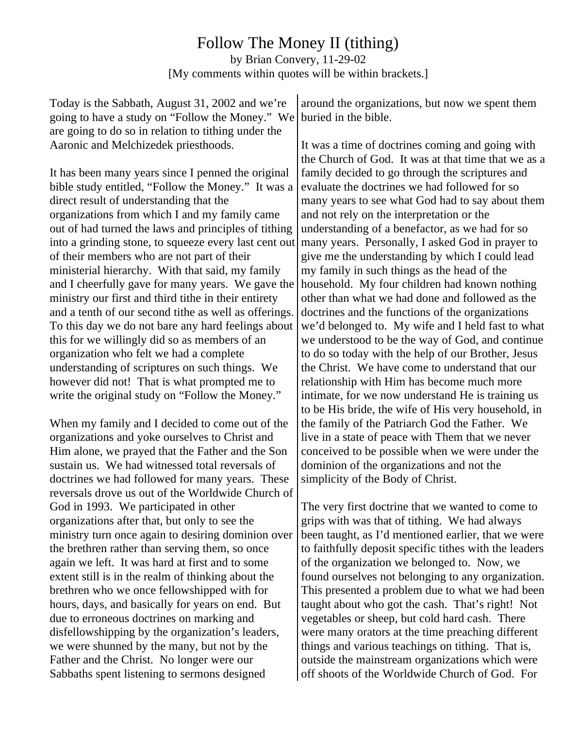# Follow The Money II (tithing)

by Brian Convery, 11-29-02

[My comments within quotes will be within brackets.]

Today is the Sabbath, August 31, 2002 and we're going to have a study on "Follow the Money." We are going to do so in relation to tithing under the Aaronic and Melchizedek priesthoods.

It has been many years since I penned the original bible study entitled, "Follow the Money." It was a direct result of understanding that the organizations from which I and my family came out of had turned the laws and principles of tithing into a grinding stone, to squeeze every last cent out of their members who are not part of their ministerial hierarchy. With that said, my family and I cheerfully gave for many years. We gave the ministry our first and third tithe in their entirety and a tenth of our second tithe as well as offerings. To this day we do not bare any hard feelings about this for we willingly did so as members of an organization who felt we had a complete understanding of scriptures on such things. We however did not! That is what prompted me to write the original study on "Follow the Money."

When my family and I decided to come out of the organizations and yoke ourselves to Christ and Him alone, we prayed that the Father and the Son sustain us. We had witnessed total reversals of doctrines we had followed for many years. These reversals drove us out of the Worldwide Church of God in 1993. We participated in other organizations after that, but only to see the ministry turn once again to desiring dominion over the brethren rather than serving them, so once again we left. It was hard at first and to some extent still is in the realm of thinking about the brethren who we once fellowshipped with for hours, days, and basically for years on end. But due to erroneous doctrines on marking and disfellowshipping by the organization's leaders, we were shunned by the many, but not by the Father and the Christ. No longer were our Sabbaths spent listening to sermons designed around the organizations, but now we spent them buried in the bible.

It was a time of doctrines coming and going with the Church of God. It was at that time that we as a family decided to go through the scriptures and evaluate the doctrines we had followed for so many years to see what God had to say about them and not rely on the interpretation or the understanding of a benefactor, as we had for so many years. Personally, I asked God in prayer to give me the understanding by which I could lead my family in such things as the head of the household. My four children had known nothing other than what we had done and followed as the doctrines and the functions of the organizations we'd belonged to. My wife and I held fast to what we understood to be the way of God, and continue to do so today with the help of our Brother, Jesus the Christ. We have come to understand that our relationship with Him has become much more intimate, for we now understand He is training us to be His bride, the wife of His very household, in the family of the Patriarch God the Father. We live in a state of peace with Them that we never conceived to be possible when we were under the dominion of the organizations and not the simplicity of the Body of Christ.

The very first doctrine that we wanted to come to grips with was that of tithing. We had always been taught, as I'd mentioned earlier, that we were to faithfully deposit specific tithes with the leaders of the organization we belonged to. Now, we found ourselves not belonging to any organization. This presented a problem due to what we had been taught about who got the cash. That's right! Not vegetables or sheep, but cold hard cash. There were many orators at the time preaching different things and various teachings on tithing. That is, outside the mainstream organizations which were off shoots of the Worldwide Church of God. For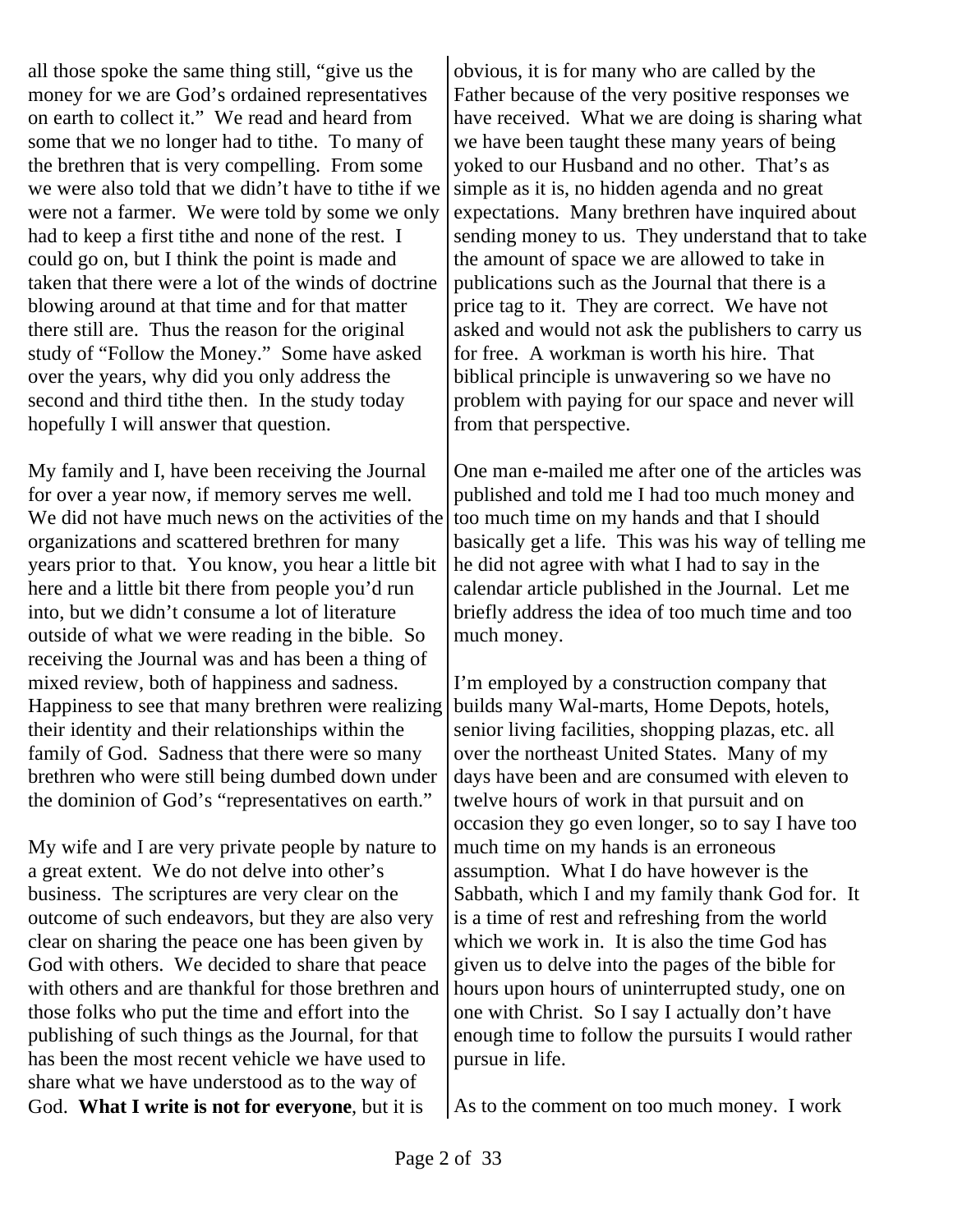all those spoke the same thing still, "give us the money for we are God's ordained representatives on earth to collect it." We read and heard from some that we no longer had to tithe. To many of the brethren that is very compelling. From some we were also told that we didn't have to tithe if we were not a farmer. We were told by some we only had to keep a first tithe and none of the rest. I could go on, but I think the point is made and taken that there were a lot of the winds of doctrine blowing around at that time and for that matter there still are. Thus the reason for the original study of "Follow the Money." Some have asked over the years, why did you only address the second and third tithe then. In the study today hopefully I will answer that question.

My family and I, have been receiving the Journal for over a year now, if memory serves me well. We did not have much news on the activities of the organizations and scattered brethren for many years prior to that. You know, you hear a little bit here and a little bit there from people you'd run into, but we didn't consume a lot of literature outside of what we were reading in the bible. So receiving the Journal was and has been a thing of mixed review, both of happiness and sadness. Happiness to see that many brethren were realizing their identity and their relationships within the family of God. Sadness that there were so many brethren who were still being dumbed down under the dominion of God's "representatives on earth."

My wife and I are very private people by nature to a great extent. We do not delve into other's business. The scriptures are very clear on the outcome of such endeavors, but they are also very clear on sharing the peace one has been given by God with others. We decided to share that peace with others and are thankful for those brethren and those folks who put the time and effort into the publishing of such things as the Journal, for that has been the most recent vehicle we have used to share what we have understood as to the way of God. **What I write is not for everyone**, but it is obvious, it is for many who are called by the Father because of the very positive responses we have received. What we are doing is sharing what we have been taught these many years of being yoked to our Husband and no other. That's as simple as it is, no hidden agenda and no great expectations. Many brethren have inquired about sending money to us. They understand that to take the amount of space we are allowed to take in publications such as the Journal that there is a price tag to it. They are correct. We have not asked and would not ask the publishers to carry us for free. A workman is worth his hire. That biblical principle is unwavering so we have no problem with paying for our space and never will from that perspective.

One man e-mailed me after one of the articles was published and told me I had too much money and too much time on my hands and that I should basically get a life. This was his way of telling me he did not agree with what I had to say in the calendar article published in the Journal. Let me briefly address the idea of too much time and too much money.

I'm employed by a construction company that builds many Wal-marts, Home Depots, hotels, senior living facilities, shopping plazas, etc. all over the northeast United States. Many of my days have been and are consumed with eleven to twelve hours of work in that pursuit and on occasion they go even longer, so to say I have too much time on my hands is an erroneous assumption. What I do have however is the Sabbath, which I and my family thank God for. It is a time of rest and refreshing from the world which we work in. It is also the time God has given us to delve into the pages of the bible for hours upon hours of uninterrupted study, one on one with Christ. So I say I actually don't have enough time to follow the pursuits I would rather pursue in life.

As to the comment on too much money. I work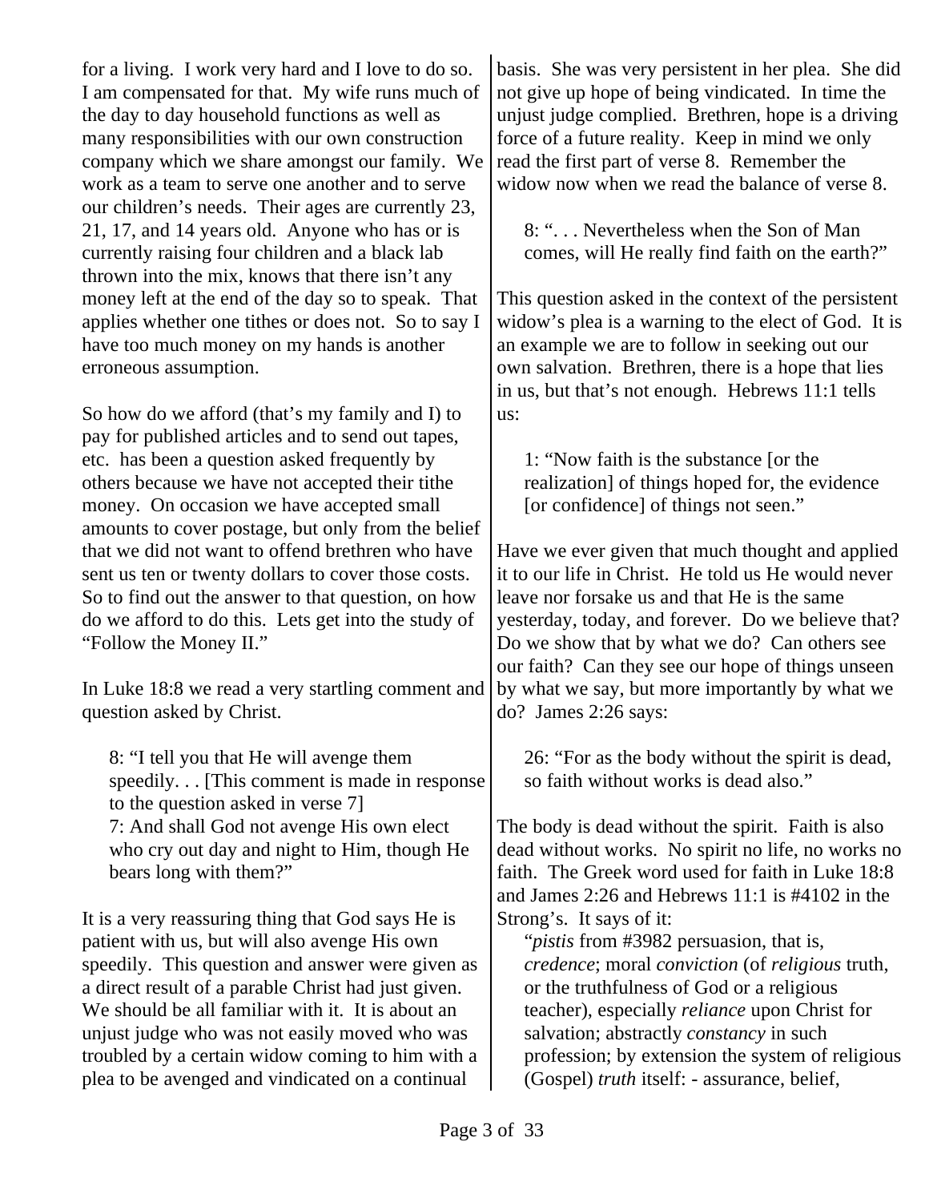for a living. I work very hard and I love to do so. I am compensated for that. My wife runs much of the day to day household functions as well as many responsibilities with our own construction company which we share amongst our family. We work as a team to serve one another and to serve our children's needs. Their ages are currently 23, 21, 17, and 14 years old. Anyone who has or is currently raising four children and a black lab thrown into the mix, knows that there isn't any money left at the end of the day so to speak. That applies whether one tithes or does not. So to say I have too much money on my hands is another erroneous assumption.

So how do we afford (that's my family and I) to pay for published articles and to send out tapes, etc. has been a question asked frequently by others because we have not accepted their tithe money. On occasion we have accepted small amounts to cover postage, but only from the belief that we did not want to offend brethren who have sent us ten or twenty dollars to cover those costs. So to find out the answer to that question, on how do we afford to do this. Lets get into the study of "Follow the Money II."

In Luke 18:8 we read a very startling comment and question asked by Christ.

> 8: "I tell you that He will avenge them speedily. . . [This comment is made in response to the question asked in verse 7]
> 7: And shall God not avenge His own elect who cry out day and night to Him, though He bears long with them?"

It is a very reassuring thing that God says He is patient with us, but will also avenge His own speedily. This question and answer were given as a direct result of a parable Christ had just given. We should be all familiar with it. It is about an unjust judge who was not easily moved who was troubled by a certain widow coming to him with a plea to be avenged and vindicated on a continual basis. She was very persistent in her plea. She did not give up hope of being vindicated. In time the unjust judge complied. Brethren, hope is a driving force of a future reality. Keep in mind we only read the first part of verse 8. Remember the widow now when we read the balance of verse 8.

> 8: ". . . Nevertheless when the Son of Man comes, will He really find faith on the earth?"

This question asked in the context of the persistent widow's plea is a warning to the elect of God. It is an example we are to follow in seeking out our own salvation. Brethren, there is a hope that lies in us, but that's not enough. Hebrews 11:1 tells us:

> 1: "Now faith is the substance [or the realization] of things hoped for, the evidence [or confidence] of things not seen."

Have we ever given that much thought and applied it to our life in Christ. He told us He would never leave nor forsake us and that He is the same yesterday, today, and forever. Do we believe that? Do we show that by what we do? Can others see our faith? Can they see our hope of things unseen by what we say, but more importantly by what we do? James 2:26 says:

> 26: "For as the body without the spirit is dead, so faith without works is dead also."

The body is dead without the spirit. Faith is also dead without works. No spirit no life, no works no faith. The Greek word used for faith in Luke 18:8 and James 2:26 and Hebrews 11:1 is #4102 in the Strong's. It says of it:

> "*pistis* from #3982 persuasion, that is, *credence*; moral *conviction* (of *religious* truth, or the truthfulness of God or a religious teacher), especially *reliance* upon Christ for salvation; abstractly *constancy* in such profession; by extension the system of religious (Gospel) *truth* itself: - assurance, belief,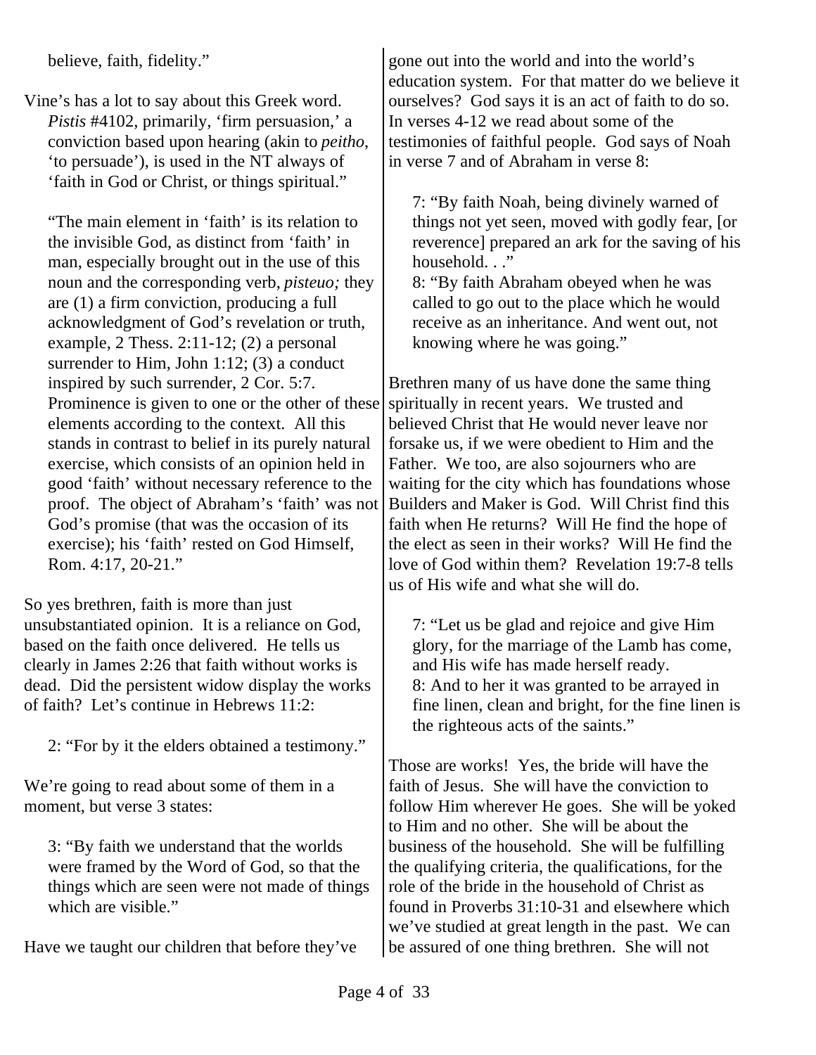believe, faith, fidelity."

Vine's has a lot to say about this Greek word.

> *Pistis* #4102, primarily, 'firm persuasion,' a conviction based upon hearing (akin to *peitho*, 'to persuade'), is used in the NT always of 'faith in God or Christ, or things spiritual."
>
> "The main element in 'faith' is its relation to the invisible God, as distinct from 'faith' in man, especially brought out in the use of this noun and the corresponding verb, *pisteuo;* they are (1) a firm conviction, producing a full acknowledgment of God's revelation or truth, example, 2 Thess. 2:11-12; (2) a personal surrender to Him, John 1:12; (3) a conduct inspired by such surrender, 2 Cor. 5:7. Prominence is given to one or the other of these elements according to the context. All this stands in contrast to belief in its purely natural exercise, which consists of an opinion held in good 'faith' without necessary reference to the proof. The object of Abraham's 'faith' was not God's promise (that was the occasion of its exercise); his 'faith' rested on God Himself, Rom. 4:17, 20-21."

So yes brethren, faith is more than just unsubstantiated opinion. It is a reliance on God, based on the faith once delivered. He tells us clearly in James 2:26 that faith without works is dead. Did the persistent widow display the works of faith? Let's continue in Hebrews 11:2:

> 2: "For by it the elders obtained a testimony."

We're going to read about some of them in a moment, but verse 3 states:

> 3: "By faith we understand that the worlds were framed by the Word of God, so that the things which are seen were not made of things which are visible."

Have we taught our children that before they've gone out into the world and into the world's education system. For that matter do we believe it ourselves? God says it is an act of faith to do so. In verses 4-12 we read about some of the testimonies of faithful people. God says of Noah in verse 7 and of Abraham in verse 8:

> 7: "By faith Noah, being divinely warned of things not yet seen, moved with godly fear, [or reverence] prepared an ark for the saving of his household. . ."
> 8: "By faith Abraham obeyed when he was called to go out to the place which he would receive as an inheritance. And went out, not knowing where he was going."

Brethren many of us have done the same thing spiritually in recent years. We trusted and believed Christ that He would never leave nor forsake us, if we were obedient to Him and the Father. We too, are also sojourners who are waiting for the city which has foundations whose Builders and Maker is God. Will Christ find this faith when He returns? Will He find the hope of the elect as seen in their works? Will He find the love of God within them? Revelation 19:7-8 tells us of His wife and what she will do.

> 7: "Let us be glad and rejoice and give Him glory, for the marriage of the Lamb has come, and His wife has made herself ready.
> 8: And to her it was granted to be arrayed in fine linen, clean and bright, for the fine linen is the righteous acts of the saints."

Those are works! Yes, the bride will have the faith of Jesus. She will have the conviction to follow Him wherever He goes. She will be yoked to Him and no other. She will be about the business of the household. She will be fulfilling the qualifying criteria, the qualifications, for the role of the bride in the household of Christ as found in Proverbs 31:10-31 and elsewhere which we've studied at great length in the past. We can be assured of one thing brethren. She will not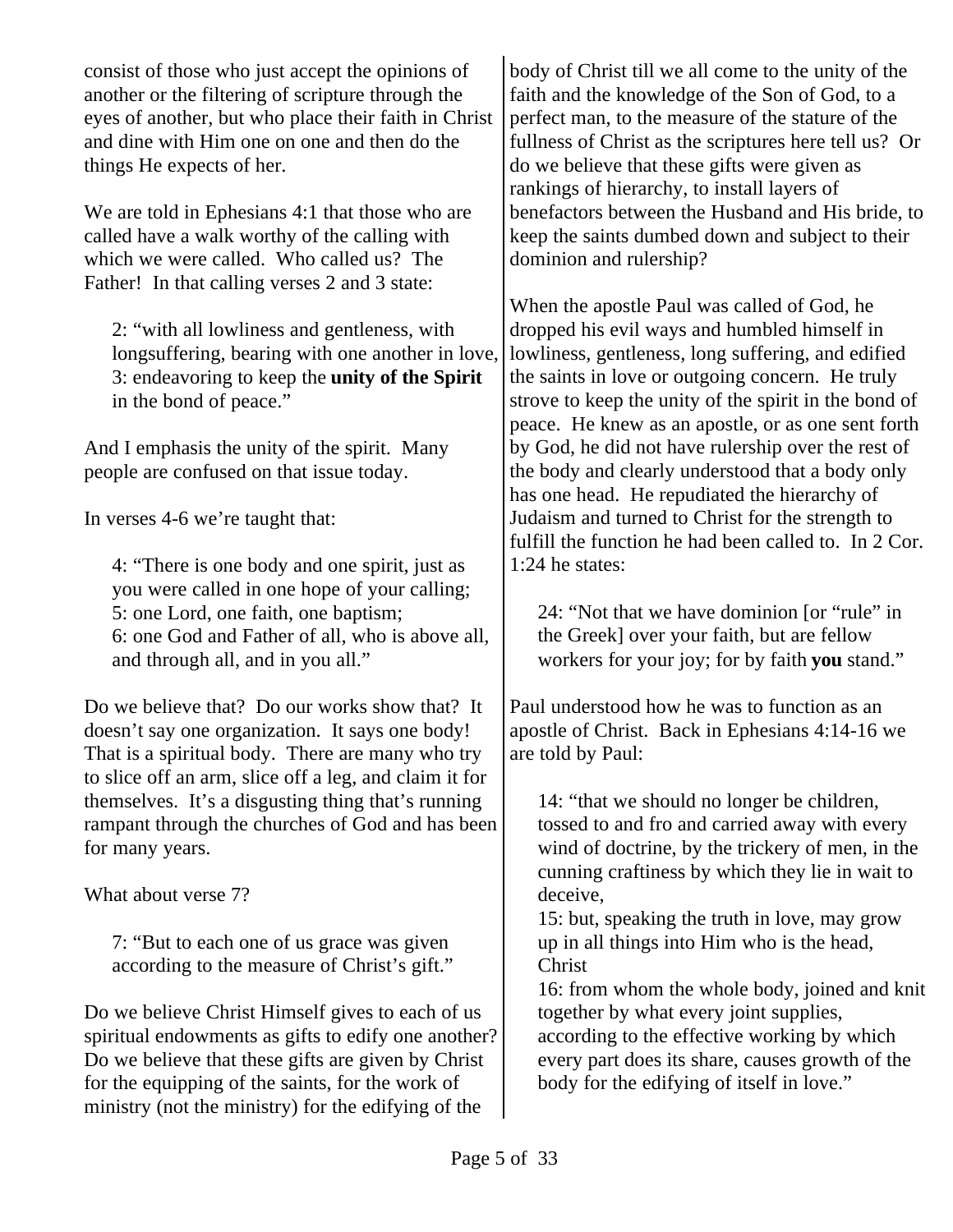consist of those who just accept the opinions of another or the filtering of scripture through the eyes of another, but who place their faith in Christ and dine with Him one on one and then do the things He expects of her.

We are told in Ephesians 4:1 that those who are called have a walk worthy of the calling with which we were called. Who called us? The Father! In that calling verses 2 and 3 state:

> 2: "with all lowliness and gentleness, with longsuffering, bearing with one another in love,
> 3: endeavoring to keep the **unity of the Spirit** in the bond of peace."

And I emphasis the unity of the spirit. Many people are confused on that issue today.

In verses 4-6 we're taught that:

> 4: "There is one body and one spirit, just as you were called in one hope of your calling;
> 5: one Lord, one faith, one baptism;
> 6: one God and Father of all, who is above all, and through all, and in you all."

Do we believe that? Do our works show that? It doesn't say one organization. It says one body! That is a spiritual body. There are many who try to slice off an arm, slice off a leg, and claim it for themselves. It's a disgusting thing that's running rampant through the churches of God and has been for many years.

What about verse 7?

> 7: "But to each one of us grace was given according to the measure of Christ's gift."

Do we believe Christ Himself gives to each of us spiritual endowments as gifts to edify one another? Do we believe that these gifts are given by Christ for the equipping of the saints, for the work of ministry (not the ministry) for the edifying of the body of Christ till we all come to the unity of the faith and the knowledge of the Son of God, to a perfect man, to the measure of the stature of the fullness of Christ as the scriptures here tell us? Or do we believe that these gifts were given as rankings of hierarchy, to install layers of benefactors between the Husband and His bride, to keep the saints dumbed down and subject to their dominion and rulership?

When the apostle Paul was called of God, he dropped his evil ways and humbled himself in lowliness, gentleness, long suffering, and edified the saints in love or outgoing concern. He truly strove to keep the unity of the spirit in the bond of peace. He knew as an apostle, or as one sent forth by God, he did not have rulership over the rest of the body and clearly understood that a body only has one head. He repudiated the hierarchy of Judaism and turned to Christ for the strength to fulfill the function he had been called to. In 2 Cor. 1:24 he states:

> 24: "Not that we have dominion [or "rule" in the Greek] over your faith, but are fellow workers for your joy; for by faith **you** stand."

Paul understood how he was to function as an apostle of Christ. Back in Ephesians 4:14-16 we are told by Paul:

> 14: "that we should no longer be children, tossed to and fro and carried away with every wind of doctrine, by the trickery of men, in the cunning craftiness by which they lie in wait to deceive,
> 15: but, speaking the truth in love, may grow up in all things into Him who is the head, Christ
> 16: from whom the whole body, joined and knit together by what every joint supplies, according to the effective working by which every part does its share, causes growth of the body for the edifying of itself in love."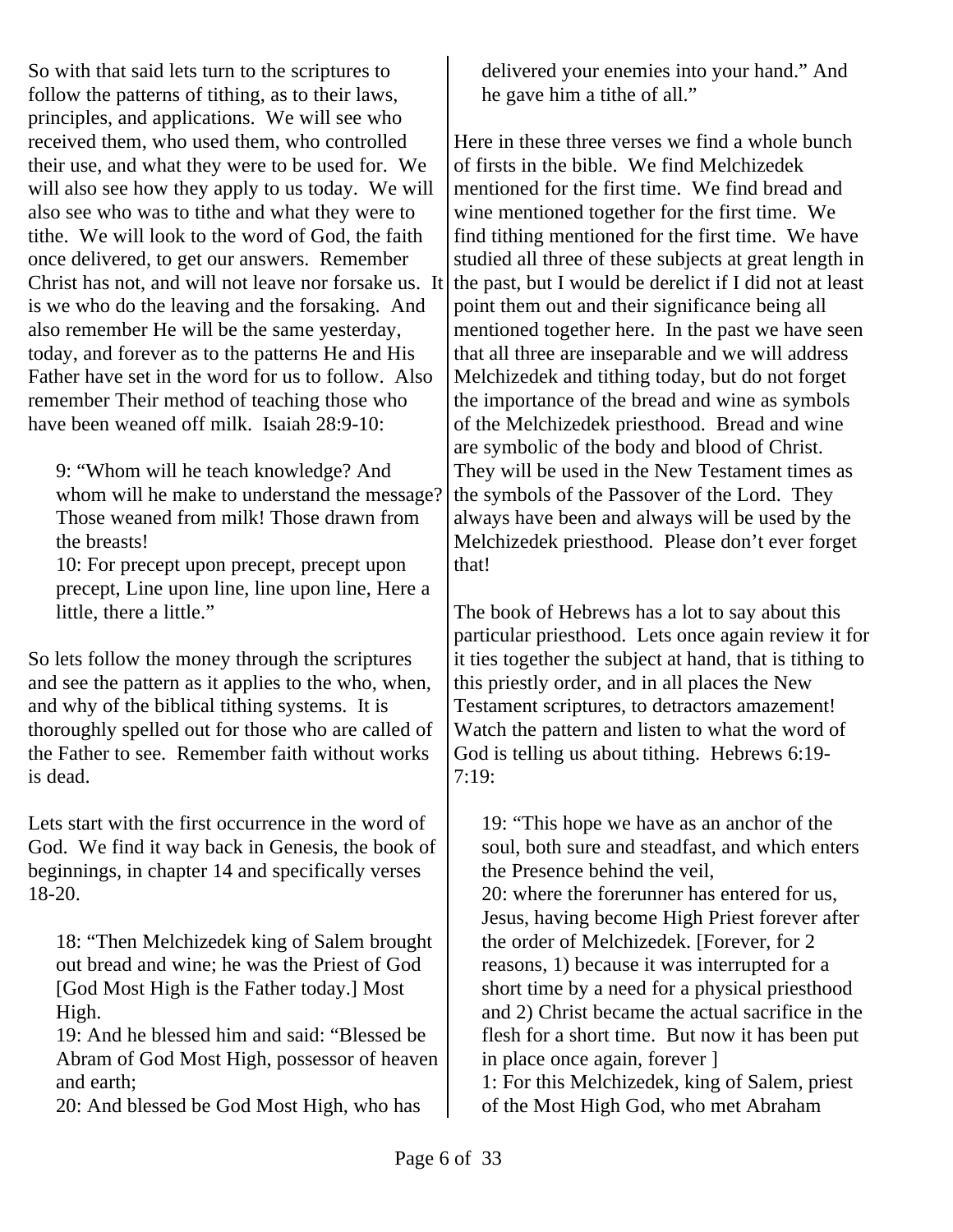So with that said lets turn to the scriptures to follow the patterns of tithing, as to their laws, principles, and applications. We will see who received them, who used them, who controlled their use, and what they were to be used for. We will also see how they apply to us today. We will also see who was to tithe and what they were to tithe. We will look to the word of God, the faith once delivered, to get our answers. Remember Christ has not, and will not leave nor forsake us. It is we who do the leaving and the forsaking. And also remember He will be the same yesterday, today, and forever as to the patterns He and His Father have set in the word for us to follow. Also remember Their method of teaching those who have been weaned off milk. Isaiah 28:9-10:

> 9: "Whom will he teach knowledge? And whom will he make to understand the message? Those weaned from milk! Those drawn from the breasts!
> 10: For precept upon precept, precept upon precept, Line upon line, line upon line, Here a little, there a little."

So lets follow the money through the scriptures and see the pattern as it applies to the who, when, and why of the biblical tithing systems. It is thoroughly spelled out for those who are called of the Father to see. Remember faith without works is dead.

Lets start with the first occurrence in the word of God. We find it way back in Genesis, the book of beginnings, in chapter 14 and specifically verses 18-20.

> 18: "Then Melchizedek king of Salem brought out bread and wine; he was the Priest of God [God Most High is the Father today.] Most High.
> 19: And he blessed him and said: "Blessed be Abram of God Most High, possessor of heaven and earth;
> 20: And blessed be God Most High, who has delivered your enemies into your hand." And he gave him a tithe of all."

Here in these three verses we find a whole bunch of firsts in the bible. We find Melchizedek mentioned for the first time. We find bread and wine mentioned together for the first time. We find tithing mentioned for the first time. We have studied all three of these subjects at great length in the past, but I would be derelict if I did not at least point them out and their significance being all mentioned together here. In the past we have seen that all three are inseparable and we will address Melchizedek and tithing today, but do not forget the importance of the bread and wine as symbols of the Melchizedek priesthood. Bread and wine are symbolic of the body and blood of Christ. They will be used in the New Testament times as the symbols of the Passover of the Lord. They always have been and always will be used by the Melchizedek priesthood. Please don't ever forget that!

The book of Hebrews has a lot to say about this particular priesthood. Lets once again review it for it ties together the subject at hand, that is tithing to this priestly order, and in all places the New Testament scriptures, to detractors amazement! Watch the pattern and listen to what the word of God is telling us about tithing. Hebrews 6:19-7:19:

> 19: "This hope we have as an anchor of the soul, both sure and steadfast, and which enters the Presence behind the veil,
> 20: where the forerunner has entered for us, Jesus, having become High Priest forever after the order of Melchizedek. [Forever, for 2 reasons, 1) because it was interrupted for a short time by a need for a physical priesthood and 2) Christ became the actual sacrifice in the flesh for a short time. But now it has been put in place once again, forever ]
> 1: For this Melchizedek, king of Salem, priest of the Most High God, who met Abraham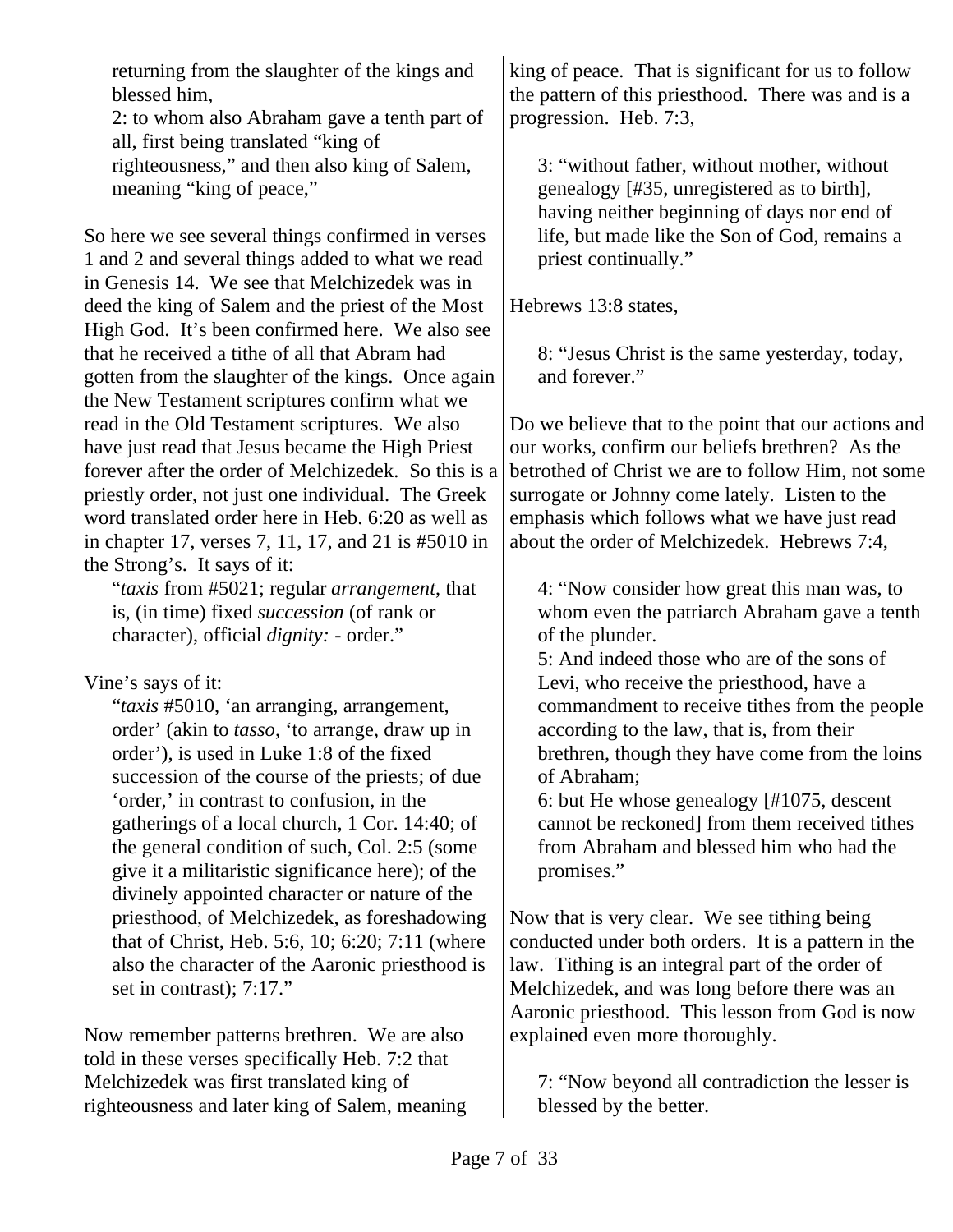returning from the slaughter of the kings and blessed him,
2: to whom also Abraham gave a tenth part of all, first being translated "king of righteousness," and then also king of Salem, meaning "king of peace,"

So here we see several things confirmed in verses 1 and 2 and several things added to what we read in Genesis 14. We see that Melchizedek was in deed the king of Salem and the priest of the Most High God. It's been confirmed here. We also see that he received a tithe of all that Abram had gotten from the slaughter of the kings. Once again the New Testament scriptures confirm what we read in the Old Testament scriptures. We also have just read that Jesus became the High Priest forever after the order of Melchizedek. So this is a priestly order, not just one individual. The Greek word translated order here in Heb. 6:20 as well as in chapter 17, verses 7, 11, 17, and 21 is #5010 in the Strong's. It says of it:

> "*taxis* from #5021; regular *arrangement*, that is, (in time) fixed *succession* (of rank or character), official *dignity:* - order."

Vine's says of it:

> "*taxis* #5010, 'an arranging, arrangement, order' (akin to *tasso*, 'to arrange, draw up in order'), is used in Luke 1:8 of the fixed succession of the course of the priests; of due 'order,' in contrast to confusion, in the gatherings of a local church, 1 Cor. 14:40; of the general condition of such, Col. 2:5 (some give it a militaristic significance here); of the divinely appointed character or nature of the priesthood, of Melchizedek, as foreshadowing that of Christ, Heb. 5:6, 10; 6:20; 7:11 (where also the character of the Aaronic priesthood is set in contrast); 7:17."

Now remember patterns brethren. We are also told in these verses specifically Heb. 7:2 that Melchizedek was first translated king of righteousness and later king of Salem, meaning king of peace. That is significant for us to follow the pattern of this priesthood. There was and is a progression. Heb. 7:3,

> 3: "without father, without mother, without genealogy [#35, unregistered as to birth], having neither beginning of days nor end of life, but made like the Son of God, remains a priest continually."

Hebrews 13:8 states,

> 8: "Jesus Christ is the same yesterday, today, and forever."

Do we believe that to the point that our actions and our works, confirm our beliefs brethren? As the betrothed of Christ we are to follow Him, not some surrogate or Johnny come lately. Listen to the emphasis which follows what we have just read about the order of Melchizedek. Hebrews 7:4,

> 4: "Now consider how great this man was, to whom even the patriarch Abraham gave a tenth of the plunder.
> 5: And indeed those who are of the sons of Levi, who receive the priesthood, have a commandment to receive tithes from the people according to the law, that is, from their brethren, though they have come from the loins of Abraham;
> 6: but He whose genealogy [#1075, descent cannot be reckoned] from them received tithes from Abraham and blessed him who had the promises."

Now that is very clear. We see tithing being conducted under both orders. It is a pattern in the law. Tithing is an integral part of the order of Melchizedek, and was long before there was an Aaronic priesthood. This lesson from God is now explained even more thoroughly.

> 7: "Now beyond all contradiction the lesser is blessed by the better.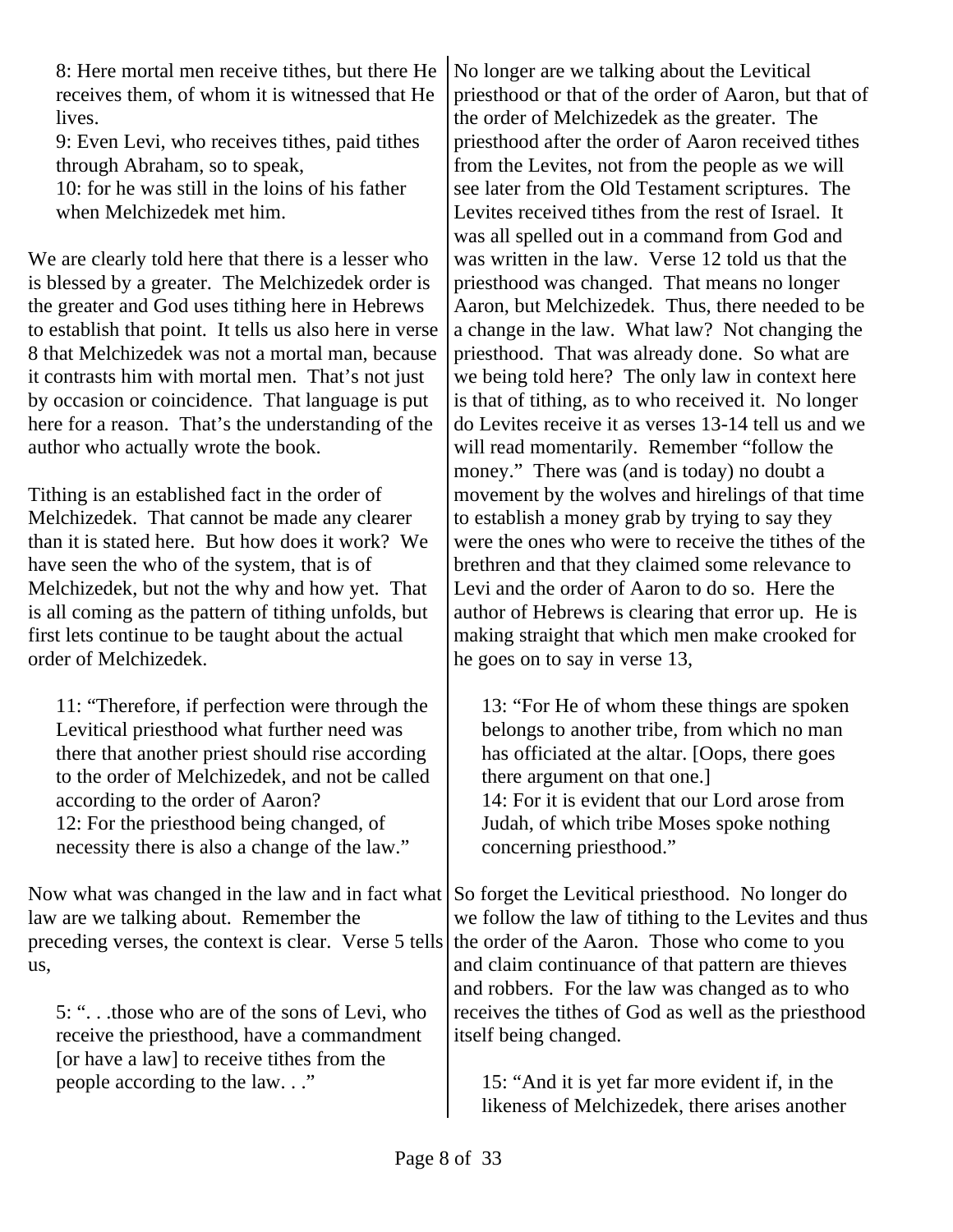> 8: Here mortal men receive tithes, but there He receives them, of whom it is witnessed that He lives.
> 9: Even Levi, who receives tithes, paid tithes through Abraham, so to speak,
> 10: for he was still in the loins of his father when Melchizedek met him.

We are clearly told here that there is a lesser who is blessed by a greater. The Melchizedek order is the greater and God uses tithing here in Hebrews to establish that point. It tells us also here in verse 8 that Melchizedek was not a mortal man, because it contrasts him with mortal men. That's not just by occasion or coincidence. That language is put here for a reason. That's the understanding of the author who actually wrote the book.

Tithing is an established fact in the order of Melchizedek. That cannot be made any clearer than it is stated here. But how does it work? We have seen the who of the system, that is of Melchizedek, but not the why and how yet. That is all coming as the pattern of tithing unfolds, but first lets continue to be taught about the actual order of Melchizedek.

> 11: "Therefore, if perfection were through the Levitical priesthood what further need was there that another priest should rise according to the order of Melchizedek, and not be called according to the order of Aaron?
> 12: For the priesthood being changed, of necessity there is also a change of the law."

Now what was changed in the law and in fact what law are we talking about. Remember the preceding verses, the context is clear. Verse 5 tells us,

> 5: ". . .those who are of the sons of Levi, who receive the priesthood, have a commandment [or have a law] to receive tithes from the people according to the law. . ."

No longer are we talking about the Levitical priesthood or that of the order of Aaron, but that of the order of Melchizedek as the greater. The priesthood after the order of Aaron received tithes from the Levites, not from the people as we will see later from the Old Testament scriptures. The Levites received tithes from the rest of Israel. It was all spelled out in a command from God and was written in the law. Verse 12 told us that the priesthood was changed. That means no longer Aaron, but Melchizedek. Thus, there needed to be a change in the law. What law? Not changing the priesthood. That was already done. So what are we being told here? The only law in context here is that of tithing, as to who received it. No longer do Levites receive it as verses 13-14 tell us and we will read momentarily. Remember "follow the money." There was (and is today) no doubt a movement by the wolves and hirelings of that time to establish a money grab by trying to say they were the ones who were to receive the tithes of the brethren and that they claimed some relevance to Levi and the order of Aaron to do so. Here the author of Hebrews is clearing that error up. He is making straight that which men make crooked for he goes on to say in verse 13,

> 13: "For He of whom these things are spoken belongs to another tribe, from which no man has officiated at the altar. [Oops, there goes there argument on that one.]
> 14: For it is evident that our Lord arose from Judah, of which tribe Moses spoke nothing concerning priesthood."

So forget the Levitical priesthood. No longer do we follow the law of tithing to the Levites and thus the order of the Aaron. Those who come to you and claim continuance of that pattern are thieves and robbers. For the law was changed as to who receives the tithes of God as well as the priesthood itself being changed.

> 15: "And it is yet far more evident if, in the likeness of Melchizedek, there arises another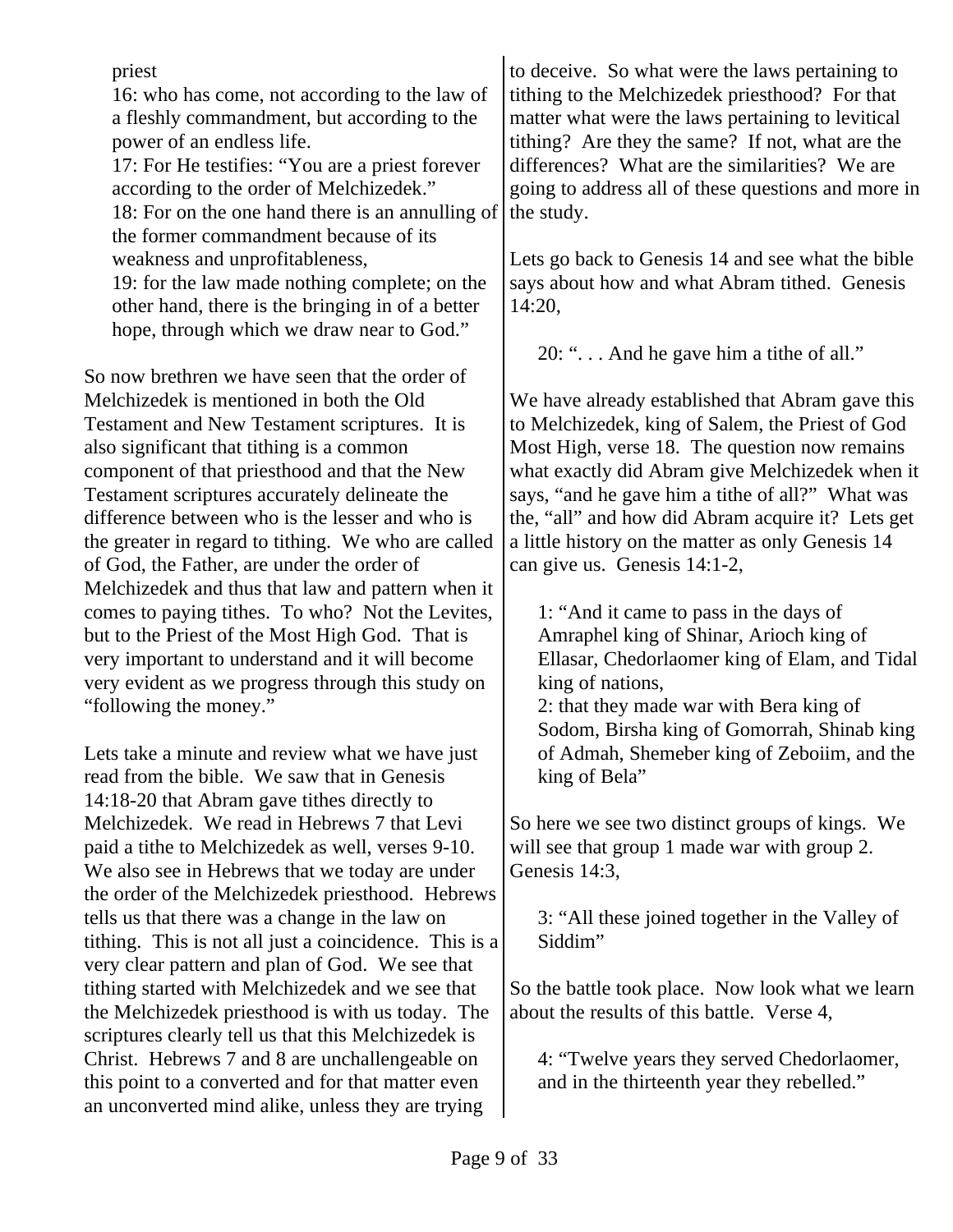priest
16: who has come, not according to the law of a fleshly commandment, but according to the power of an endless life.
17: For He testifies: "You are a priest forever according to the order of Melchizedek."
18: For on the one hand there is an annulling of the former commandment because of its weakness and unprofitableness,
19: for the law made nothing complete; on the other hand, there is the bringing in of a better hope, through which we draw near to God."

So now brethren we have seen that the order of Melchizedek is mentioned in both the Old Testament and New Testament scriptures. It is also significant that tithing is a common component of that priesthood and that the New Testament scriptures accurately delineate the difference between who is the lesser and who is the greater in regard to tithing. We who are called of God, the Father, are under the order of Melchizedek and thus that law and pattern when it comes to paying tithes. To who? Not the Levites, but to the Priest of the Most High God. That is very important to understand and it will become very evident as we progress through this study on "following the money."

Lets take a minute and review what we have just read from the bible. We saw that in Genesis 14:18-20 that Abram gave tithes directly to Melchizedek. We read in Hebrews 7 that Levi paid a tithe to Melchizedek as well, verses 9-10. We also see in Hebrews that we today are under the order of the Melchizedek priesthood. Hebrews tells us that there was a change in the law on tithing. This is not all just a coincidence. This is a very clear pattern and plan of God. We see that tithing started with Melchizedek and we see that the Melchizedek priesthood is with us today. The scriptures clearly tell us that this Melchizedek is Christ. Hebrews 7 and 8 are unchallengeable on this point to a converted and for that matter even an unconverted mind alike, unless they are trying to deceive. So what were the laws pertaining to tithing to the Melchizedek priesthood? For that matter what were the laws pertaining to levitical tithing? Are they the same? If not, what are the differences? What are the similarities? We are going to address all of these questions and more in the study.

Lets go back to Genesis 14 and see what the bible says about how and what Abram tithed. Genesis 14:20,

> 20: ". . . And he gave him a tithe of all."

We have already established that Abram gave this to Melchizedek, king of Salem, the Priest of God Most High, verse 18. The question now remains what exactly did Abram give Melchizedek when it says, "and he gave him a tithe of all?" What was the, "all" and how did Abram acquire it? Lets get a little history on the matter as only Genesis 14 can give us. Genesis 14:1-2,

> 1: "And it came to pass in the days of Amraphel king of Shinar, Arioch king of Ellasar, Chedorlaomer king of Elam, and Tidal king of nations,
> 2: that they made war with Bera king of Sodom, Birsha king of Gomorrah, Shinab king of Admah, Shemeber king of Zeboiim, and the king of Bela"

So here we see two distinct groups of kings. We will see that group 1 made war with group 2. Genesis 14:3,

> 3: "All these joined together in the Valley of Siddim"

So the battle took place. Now look what we learn about the results of this battle. Verse 4,

> 4: "Twelve years they served Chedorlaomer, and in the thirteenth year they rebelled."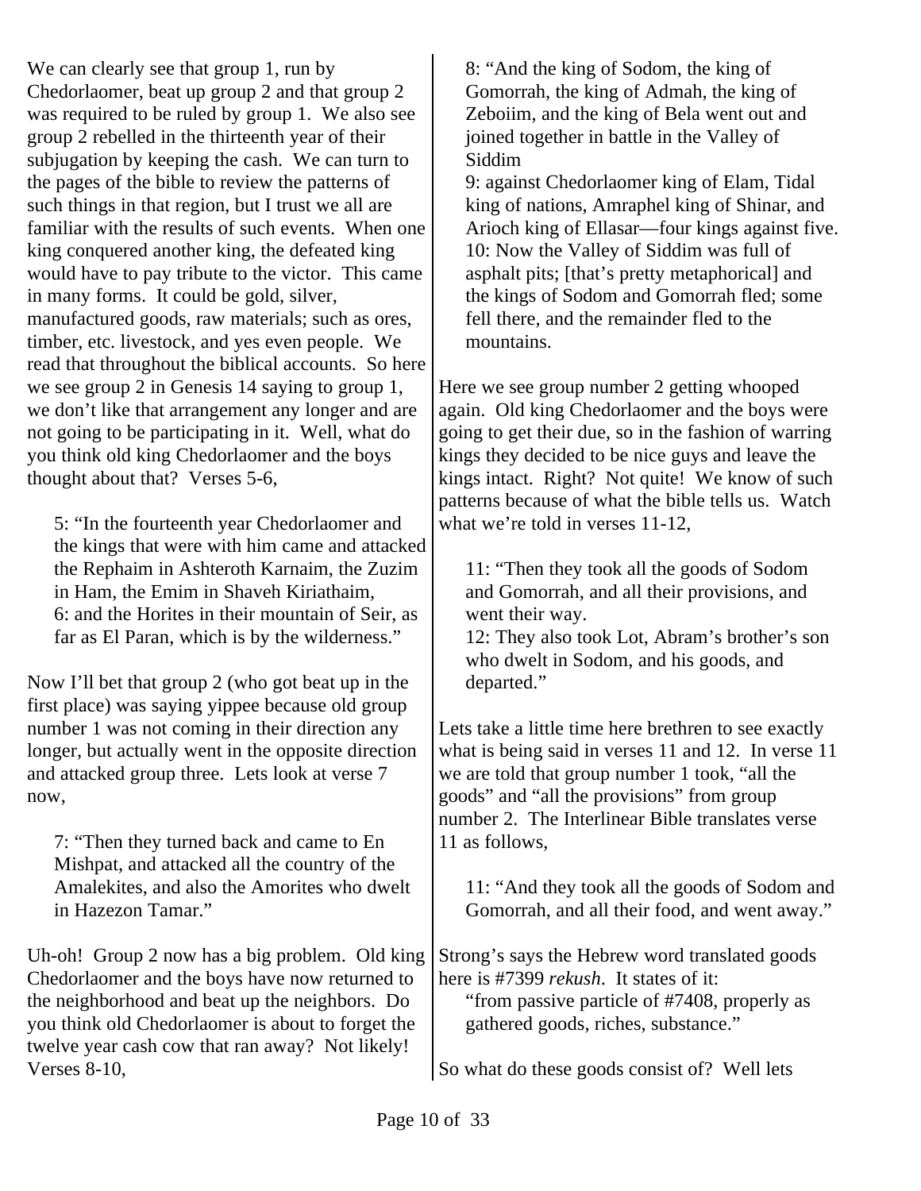We can clearly see that group 1, run by Chedorlaomer, beat up group 2 and that group 2 was required to be ruled by group 1. We also see group 2 rebelled in the thirteenth year of their subjugation by keeping the cash. We can turn to the pages of the bible to review the patterns of such things in that region, but I trust we all are familiar with the results of such events. When one king conquered another king, the defeated king would have to pay tribute to the victor. This came in many forms. It could be gold, silver, manufactured goods, raw materials; such as ores, timber, etc. livestock, and yes even people. We read that throughout the biblical accounts. So here we see group 2 in Genesis 14 saying to group 1, we don't like that arrangement any longer and are not going to be participating in it. Well, what do you think old king Chedorlaomer and the boys thought about that? Verses 5-6,

> 5: "In the fourteenth year Chedorlaomer and the kings that were with him came and attacked the Rephaim in Ashteroth Karnaim, the Zuzim in Ham, the Emim in Shaveh Kiriathaim,
> 6: and the Horites in their mountain of Seir, as far as El Paran, which is by the wilderness."

Now I'll bet that group 2 (who got beat up in the first place) was saying yippee because old group number 1 was not coming in their direction any longer, but actually went in the opposite direction and attacked group three. Lets look at verse 7 now,

> 7: "Then they turned back and came to En Mishpat, and attacked all the country of the Amalekites, and also the Amorites who dwelt in Hazezon Tamar."

Uh-oh! Group 2 now has a big problem. Old king Chedorlaomer and the boys have now returned to the neighborhood and beat up the neighbors. Do you think old Chedorlaomer is about to forget the twelve year cash cow that ran away? Not likely! Verses 8-10,

> 8: "And the king of Sodom, the king of Gomorrah, the king of Admah, the king of Zeboiim, and the king of Bela went out and joined together in battle in the Valley of Siddim
> 9: against Chedorlaomer king of Elam, Tidal king of nations, Amraphel king of Shinar, and Arioch king of Ellasar—four kings against five.
> 10: Now the Valley of Siddim was full of asphalt pits; [that's pretty metaphorical] and the kings of Sodom and Gomorrah fled; some fell there, and the remainder fled to the mountains.

Here we see group number 2 getting whooped again. Old king Chedorlaomer and the boys were going to get their due, so in the fashion of warring kings they decided to be nice guys and leave the kings intact. Right? Not quite! We know of such patterns because of what the bible tells us. Watch what we're told in verses 11-12,

> 11: "Then they took all the goods of Sodom and Gomorrah, and all their provisions, and went their way.
> 12: They also took Lot, Abram's brother's son who dwelt in Sodom, and his goods, and departed."

Lets take a little time here brethren to see exactly what is being said in verses 11 and 12. In verse 11 we are told that group number 1 took, "all the goods" and "all the provisions" from group number 2. The Interlinear Bible translates verse 11 as follows,

> 11: "And they took all the goods of Sodom and Gomorrah, and all their food, and went away."

Strong's says the Hebrew word translated goods here is #7399 *rekush*. It states of it:

> "from passive particle of #7408, properly as gathered goods, riches, substance."

So what do these goods consist of? Well lets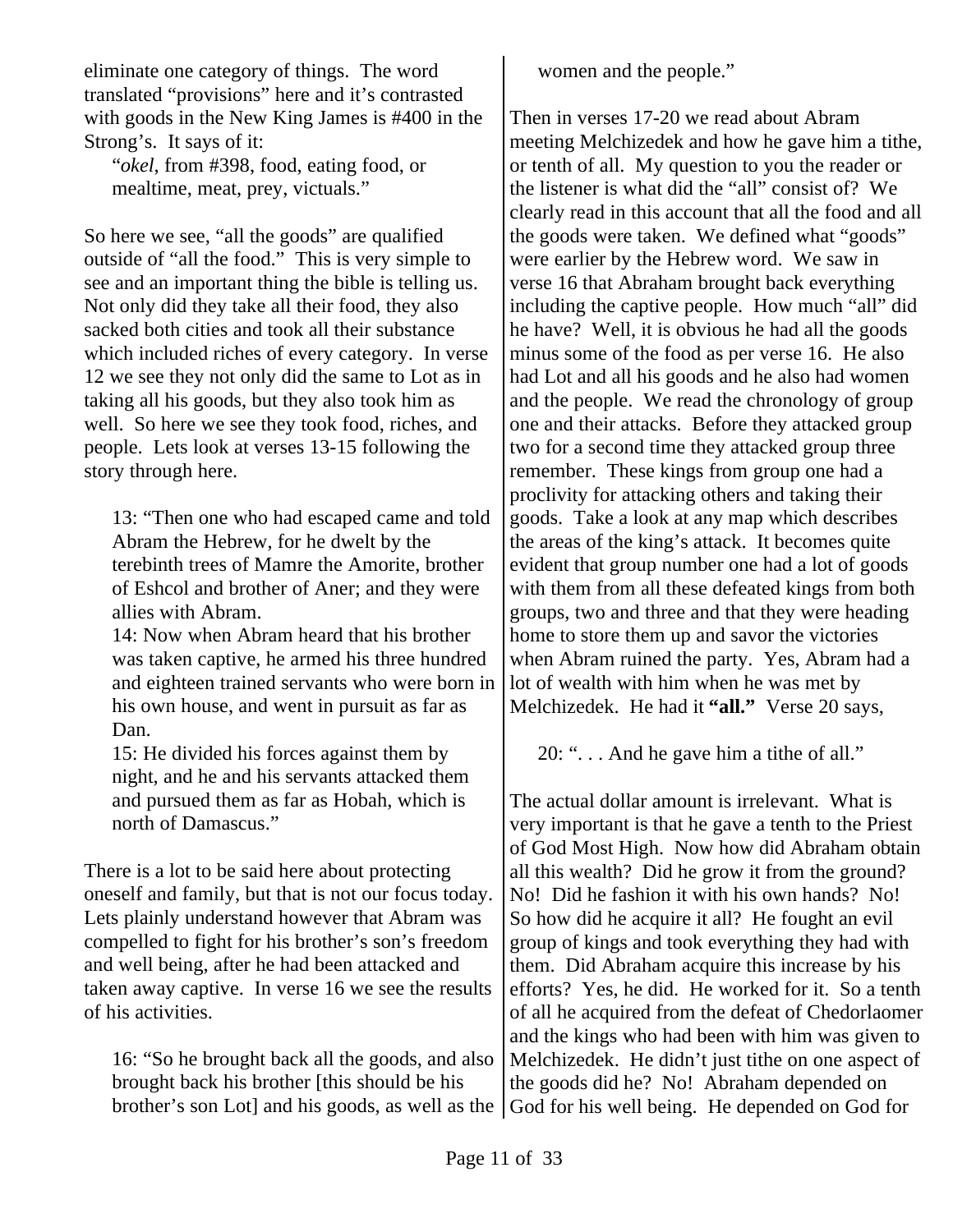eliminate one category of things. The word translated "provisions" here and it's contrasted with goods in the New King James is #400 in the Strong's. It says of it:

> "*okel*, from #398, food, eating food, or mealtime, meat, prey, victuals."

So here we see, "all the goods" are qualified outside of "all the food." This is very simple to see and an important thing the bible is telling us. Not only did they take all their food, they also sacked both cities and took all their substance which included riches of every category. In verse 12 we see they not only did the same to Lot as in taking all his goods, but they also took him as well. So here we see they took food, riches, and people. Lets look at verses 13-15 following the story through here.

> 13: "Then one who had escaped came and told Abram the Hebrew, for he dwelt by the terebinth trees of Mamre the Amorite, brother of Eshcol and brother of Aner; and they were allies with Abram.
> 14: Now when Abram heard that his brother was taken captive, he armed his three hundred and eighteen trained servants who were born in his own house, and went in pursuit as far as Dan.
> 15: He divided his forces against them by night, and he and his servants attacked them and pursued them as far as Hobah, which is north of Damascus."

There is a lot to be said here about protecting oneself and family, but that is not our focus today. Lets plainly understand however that Abram was compelled to fight for his brother's son's freedom and well being, after he had been attacked and taken away captive. In verse 16 we see the results of his activities.

> 16: "So he brought back all the goods, and also brought back his brother [this should be his brother's son Lot] and his goods, as well as the women and the people."

Then in verses 17-20 we read about Abram meeting Melchizedek and how he gave him a tithe, or tenth of all. My question to you the reader or the listener is what did the "all" consist of? We clearly read in this account that all the food and all the goods were taken. We defined what "goods" were earlier by the Hebrew word. We saw in verse 16 that Abraham brought back everything including the captive people. How much "all" did he have? Well, it is obvious he had all the goods minus some of the food as per verse 16. He also had Lot and all his goods and he also had women and the people. We read the chronology of group one and their attacks. Before they attacked group two for a second time they attacked group three remember. These kings from group one had a proclivity for attacking others and taking their goods. Take a look at any map which describes the areas of the king's attack. It becomes quite evident that group number one had a lot of goods with them from all these defeated kings from both groups, two and three and that they were heading home to store them up and savor the victories when Abram ruined the party. Yes, Abram had a lot of wealth with him when he was met by Melchizedek. He had it **"all."** Verse 20 says,

> 20: ". . . And he gave him a tithe of all."

The actual dollar amount is irrelevant. What is very important is that he gave a tenth to the Priest of God Most High. Now how did Abraham obtain all this wealth? Did he grow it from the ground? No! Did he fashion it with his own hands? No! So how did he acquire it all? He fought an evil group of kings and took everything they had with them. Did Abraham acquire this increase by his efforts? Yes, he did. He worked for it. So a tenth of all he acquired from the defeat of Chedorlaomer and the kings who had been with him was given to Melchizedek. He didn't just tithe on one aspect of the goods did he? No! Abraham depended on God for his well being. He depended on God for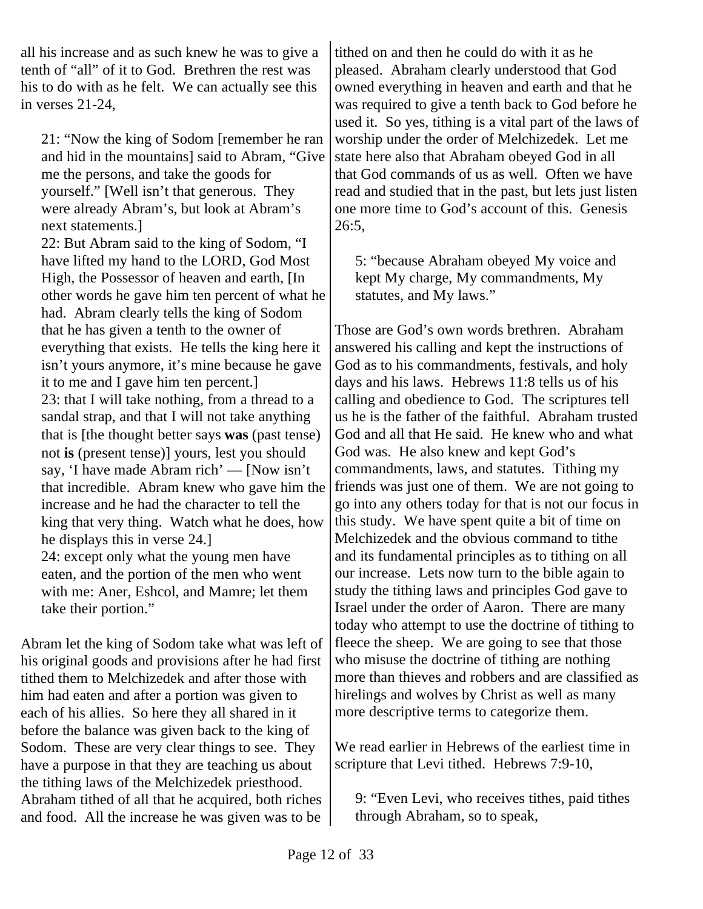all his increase and as such knew he was to give a tenth of "all" of it to God. Brethren the rest was his to do with as he felt. We can actually see this in verses 21-24,

> 21: "Now the king of Sodom [remember he ran and hid in the mountains] said to Abram, "Give me the persons, and take the goods for yourself." [Well isn't that generous. They were already Abram's, but look at Abram's next statements.]
> 22: But Abram said to the king of Sodom, "I have lifted my hand to the LORD, God Most High, the Possessor of heaven and earth, [In other words he gave him ten percent of what he had. Abram clearly tells the king of Sodom that he has given a tenth to the owner of everything that exists. He tells the king here it isn't yours anymore, it's mine because he gave it to me and I gave him ten percent.]
> 23: that I will take nothing, from a thread to a sandal strap, and that I will not take anything that is [the thought better says **was** (past tense) not **is** (present tense)] yours, lest you should say, 'I have made Abram rich' — [Now isn't that incredible. Abram knew who gave him the increase and he had the character to tell the king that very thing. Watch what he does, how he displays this in verse 24.]
> 24: except only what the young men have eaten, and the portion of the men who went with me: Aner, Eshcol, and Mamre; let them take their portion."

Abram let the king of Sodom take what was left of his original goods and provisions after he had first tithed them to Melchizedek and after those with him had eaten and after a portion was given to each of his allies. So here they all shared in it before the balance was given back to the king of Sodom. These are very clear things to see. They have a purpose in that they are teaching us about the tithing laws of the Melchizedek priesthood. Abraham tithed of all that he acquired, both riches and food. All the increase he was given was to be tithed on and then he could do with it as he pleased. Abraham clearly understood that God owned everything in heaven and earth and that he was required to give a tenth back to God before he used it. So yes, tithing is a vital part of the laws of worship under the order of Melchizedek. Let me state here also that Abraham obeyed God in all that God commands of us as well. Often we have read and studied that in the past, but lets just listen one more time to God's account of this. Genesis 26:5,

> 5: "because Abraham obeyed My voice and kept My charge, My commandments, My statutes, and My laws."

Those are God's own words brethren. Abraham answered his calling and kept the instructions of God as to his commandments, festivals, and holy days and his laws. Hebrews 11:8 tells us of his calling and obedience to God. The scriptures tell us he is the father of the faithful. Abraham trusted God and all that He said. He knew who and what God was. He also knew and kept God's commandments, laws, and statutes. Tithing my friends was just one of them. We are not going to go into any others today for that is not our focus in this study. We have spent quite a bit of time on Melchizedek and the obvious command to tithe and its fundamental principles as to tithing on all our increase. Lets now turn to the bible again to study the tithing laws and principles God gave to Israel under the order of Aaron. There are many today who attempt to use the doctrine of tithing to fleece the sheep. We are going to see that those who misuse the doctrine of tithing are nothing more than thieves and robbers and are classified as hirelings and wolves by Christ as well as many more descriptive terms to categorize them.

We read earlier in Hebrews of the earliest time in scripture that Levi tithed. Hebrews 7:9-10,

> 9: "Even Levi, who receives tithes, paid tithes through Abraham, so to speak,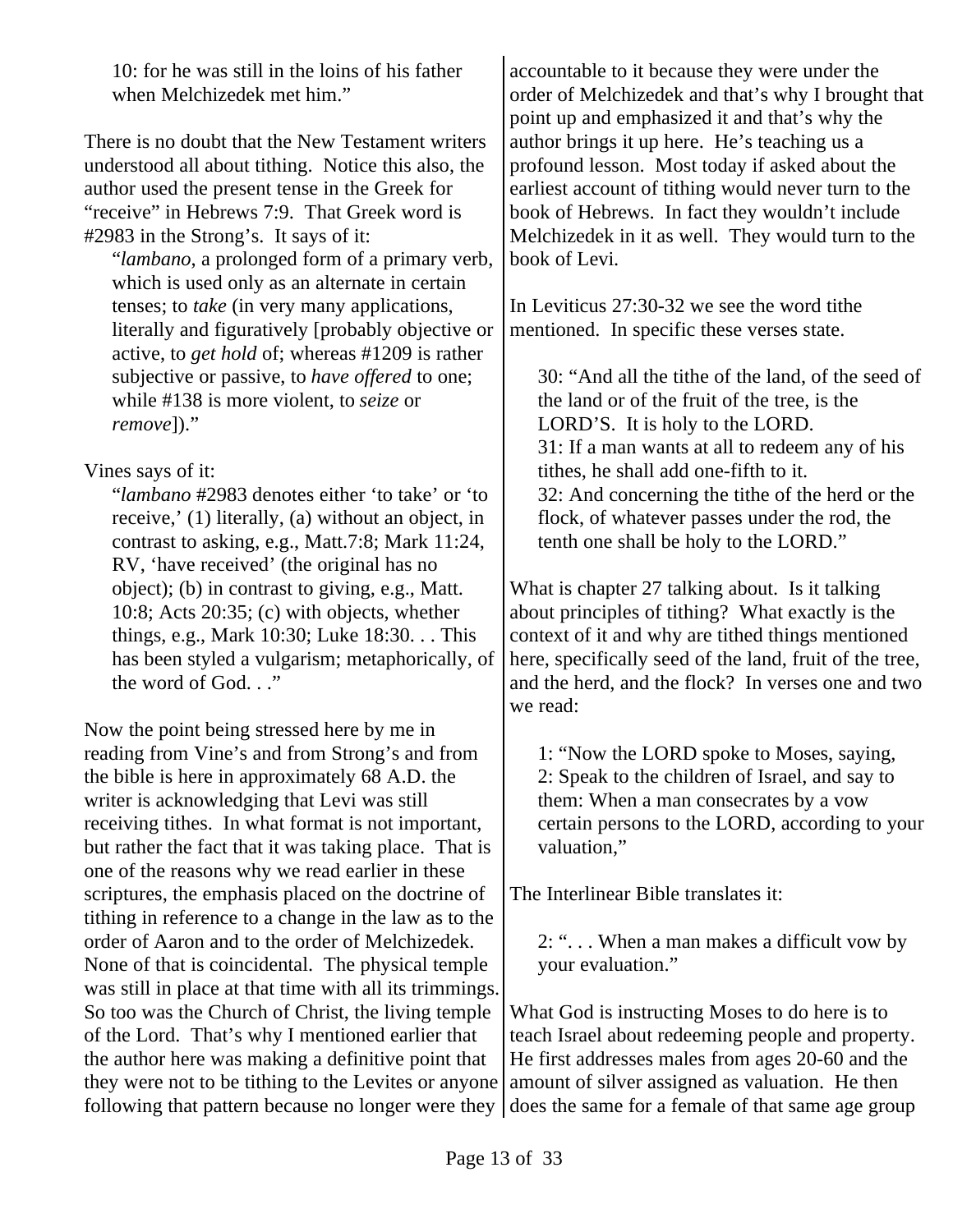> 10: for he was still in the loins of his father when Melchizedek met him."

There is no doubt that the New Testament writers understood all about tithing. Notice this also, the author used the present tense in the Greek for "receive" in Hebrews 7:9. That Greek word is #2983 in the Strong's. It says of it:

> "*lambano*, a prolonged form of a primary verb, which is used only as an alternate in certain tenses; to *take* (in very many applications, literally and figuratively [probably objective or active, to *get hold* of; whereas #1209 is rather subjective or passive, to *have offered* to one; while #138 is more violent, to *seize* or *remove*])."

Vines says of it:

> "*lambano* #2983 denotes either 'to take' or 'to receive,' (1) literally, (a) without an object, in contrast to asking, e.g., Matt.7:8; Mark 11:24, RV, 'have received' (the original has no object); (b) in contrast to giving, e.g., Matt. 10:8; Acts 20:35; (c) with objects, whether things, e.g., Mark 10:30; Luke 18:30. . . This has been styled a vulgarism; metaphorically, of the word of God. . ."

Now the point being stressed here by me in reading from Vine's and from Strong's and from the bible is here in approximately 68 A.D. the writer is acknowledging that Levi was still receiving tithes. In what format is not important, but rather the fact that it was taking place. That is one of the reasons why we read earlier in these scriptures, the emphasis placed on the doctrine of tithing in reference to a change in the law as to the order of Aaron and to the order of Melchizedek. None of that is coincidental. The physical temple was still in place at that time with all its trimmings. So too was the Church of Christ, the living temple of the Lord. That's why I mentioned earlier that the author here was making a definitive point that they were not to be tithing to the Levites or anyone following that pattern because no longer were they accountable to it because they were under the order of Melchizedek and that's why I brought that point up and emphasized it and that's why the author brings it up here. He's teaching us a profound lesson. Most today if asked about the earliest account of tithing would never turn to the book of Hebrews. In fact they wouldn't include Melchizedek in it as well. They would turn to the book of Levi.

In Leviticus 27:30-32 we see the word tithe mentioned. In specific these verses state.

> 30: "And all the tithe of the land, of the seed of the land or of the fruit of the tree, is the LORD'S. It is holy to the LORD.
> 31: If a man wants at all to redeem any of his tithes, he shall add one-fifth to it.
> 32: And concerning the tithe of the herd or the flock, of whatever passes under the rod, the tenth one shall be holy to the LORD."

What is chapter 27 talking about. Is it talking about principles of tithing? What exactly is the context of it and why are tithed things mentioned here, specifically seed of the land, fruit of the tree, and the herd, and the flock? In verses one and two we read:

> 1: "Now the LORD spoke to Moses, saying,
> 2: Speak to the children of Israel, and say to them: When a man consecrates by a vow certain persons to the LORD, according to your valuation,"

The Interlinear Bible translates it:

> 2: ". . . When a man makes a difficult vow by your evaluation."

What God is instructing Moses to do here is to teach Israel about redeeming people and property. He first addresses males from ages 20-60 and the amount of silver assigned as valuation. He then does the same for a female of that same age group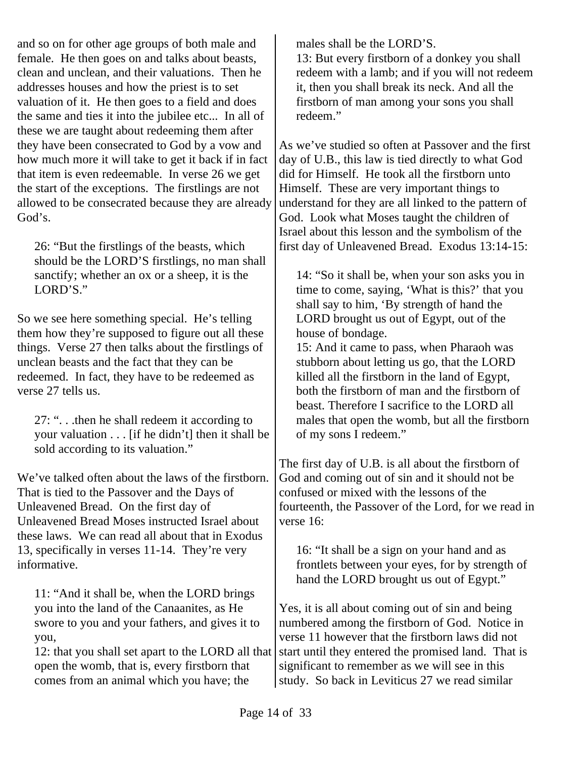and so on for other age groups of both male and female. He then goes on and talks about beasts, clean and unclean, and their valuations. Then he addresses houses and how the priest is to set valuation of it. He then goes to a field and does the same and ties it into the jubilee etc... In all of these we are taught about redeeming them after they have been consecrated to God by a vow and how much more it will take to get it back if in fact that item is even redeemable. In verse 26 we get the start of the exceptions. The firstlings are not allowed to be consecrated because they are already God's.

> 26: "But the firstlings of the beasts, which should be the LORD'S firstlings, no man shall sanctify; whether an ox or a sheep, it is the LORD'S."

So we see here something special. He's telling them how they're supposed to figure out all these things. Verse 27 then talks about the firstlings of unclean beasts and the fact that they can be redeemed. In fact, they have to be redeemed as verse 27 tells us.

> 27: ". . .then he shall redeem it according to your valuation . . . [if he didn't] then it shall be sold according to its valuation."

We've talked often about the laws of the firstborn. That is tied to the Passover and the Days of Unleavened Bread. On the first day of Unleavened Bread Moses instructed Israel about these laws. We can read all about that in Exodus 13, specifically in verses 11-14. They're very informative.

> 11: "And it shall be, when the LORD brings you into the land of the Canaanites, as He swore to you and your fathers, and gives it to you,
> 12: that you shall set apart to the LORD all that open the womb, that is, every firstborn that comes from an animal which you have; the males shall be the LORD'S.
> 13: But every firstborn of a donkey you shall redeem with a lamb; and if you will not redeem it, then you shall break its neck. And all the firstborn of man among your sons you shall redeem."

As we've studied so often at Passover and the first day of U.B., this law is tied directly to what God did for Himself. He took all the firstborn unto Himself. These are very important things to understand for they are all linked to the pattern of God. Look what Moses taught the children of Israel about this lesson and the symbolism of the first day of Unleavened Bread. Exodus 13:14-15:

> 14: "So it shall be, when your son asks you in time to come, saying, 'What is this?' that you shall say to him, 'By strength of hand the LORD brought us out of Egypt, out of the house of bondage.
> 15: And it came to pass, when Pharaoh was stubborn about letting us go, that the LORD killed all the firstborn in the land of Egypt, both the firstborn of man and the firstborn of beast. Therefore I sacrifice to the LORD all males that open the womb, but all the firstborn of my sons I redeem."

The first day of U.B. is all about the firstborn of God and coming out of sin and it should not be confused or mixed with the lessons of the fourteenth, the Passover of the Lord, for we read in verse 16:

> 16: "It shall be a sign on your hand and as frontlets between your eyes, for by strength of hand the LORD brought us out of Egypt."

Yes, it is all about coming out of sin and being numbered among the firstborn of God. Notice in verse 11 however that the firstborn laws did not start until they entered the promised land. That is significant to remember as we will see in this study. So back in Leviticus 27 we read similar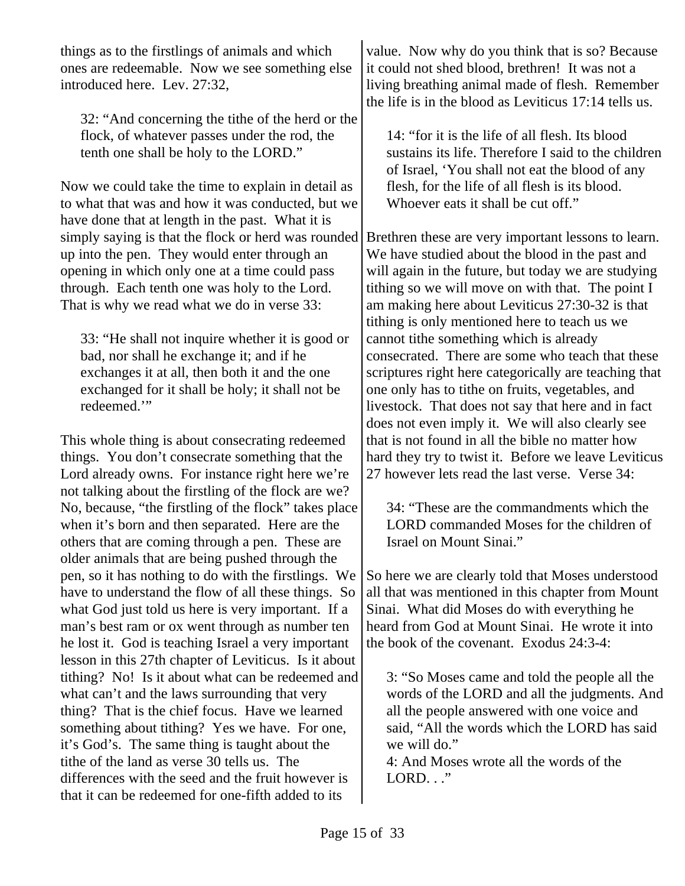things as to the firstlings of animals and which ones are redeemable. Now we see something else introduced here. Lev. 27:32,

> 32: "And concerning the tithe of the herd or the flock, of whatever passes under the rod, the tenth one shall be holy to the LORD."

Now we could take the time to explain in detail as to what that was and how it was conducted, but we have done that at length in the past. What it is simply saying is that the flock or herd was rounded up into the pen. They would enter through an opening in which only one at a time could pass through. Each tenth one was holy to the Lord. That is why we read what we do in verse 33:

> 33: "He shall not inquire whether it is good or bad, nor shall he exchange it; and if he exchanges it at all, then both it and the one exchanged for it shall be holy; it shall not be redeemed.'"

This whole thing is about consecrating redeemed things. You don't consecrate something that the Lord already owns. For instance right here we're not talking about the firstling of the flock are we? No, because, "the firstling of the flock" takes place when it's born and then separated. Here are the others that are coming through a pen. These are older animals that are being pushed through the pen, so it has nothing to do with the firstlings. We have to understand the flow of all these things. So what God just told us here is very important. If a man's best ram or ox went through as number ten he lost it. God is teaching Israel a very important lesson in this 27th chapter of Leviticus. Is it about tithing? No! Is it about what can be redeemed and what can't and the laws surrounding that very thing? That is the chief focus. Have we learned something about tithing? Yes we have. For one, it's God's. The same thing is taught about the tithe of the land as verse 30 tells us. The differences with the seed and the fruit however is that it can be redeemed for one-fifth added to its value. Now why do you think that is so? Because it could not shed blood, brethren! It was not a living breathing animal made of flesh. Remember the life is in the blood as Leviticus 17:14 tells us.

> 14: "for it is the life of all flesh. Its blood sustains its life. Therefore I said to the children of Israel, 'You shall not eat the blood of any flesh, for the life of all flesh is its blood. Whoever eats it shall be cut off."

Brethren these are very important lessons to learn. We have studied about the blood in the past and will again in the future, but today we are studying tithing so we will move on with that. The point I am making here about Leviticus 27:30-32 is that tithing is only mentioned here to teach us we cannot tithe something which is already consecrated. There are some who teach that these scriptures right here categorically are teaching that one only has to tithe on fruits, vegetables, and livestock. That does not say that here and in fact does not even imply it. We will also clearly see that is not found in all the bible no matter how hard they try to twist it. Before we leave Leviticus 27 however lets read the last verse. Verse 34:

> 34: "These are the commandments which the LORD commanded Moses for the children of Israel on Mount Sinai."

So here we are clearly told that Moses understood all that was mentioned in this chapter from Mount Sinai. What did Moses do with everything he heard from God at Mount Sinai. He wrote it into the book of the covenant. Exodus 24:3-4:

> 3: "So Moses came and told the people all the words of the LORD and all the judgments. And all the people answered with one voice and said, "All the words which the LORD has said we will do."
> 4: And Moses wrote all the words of the LORD. . ."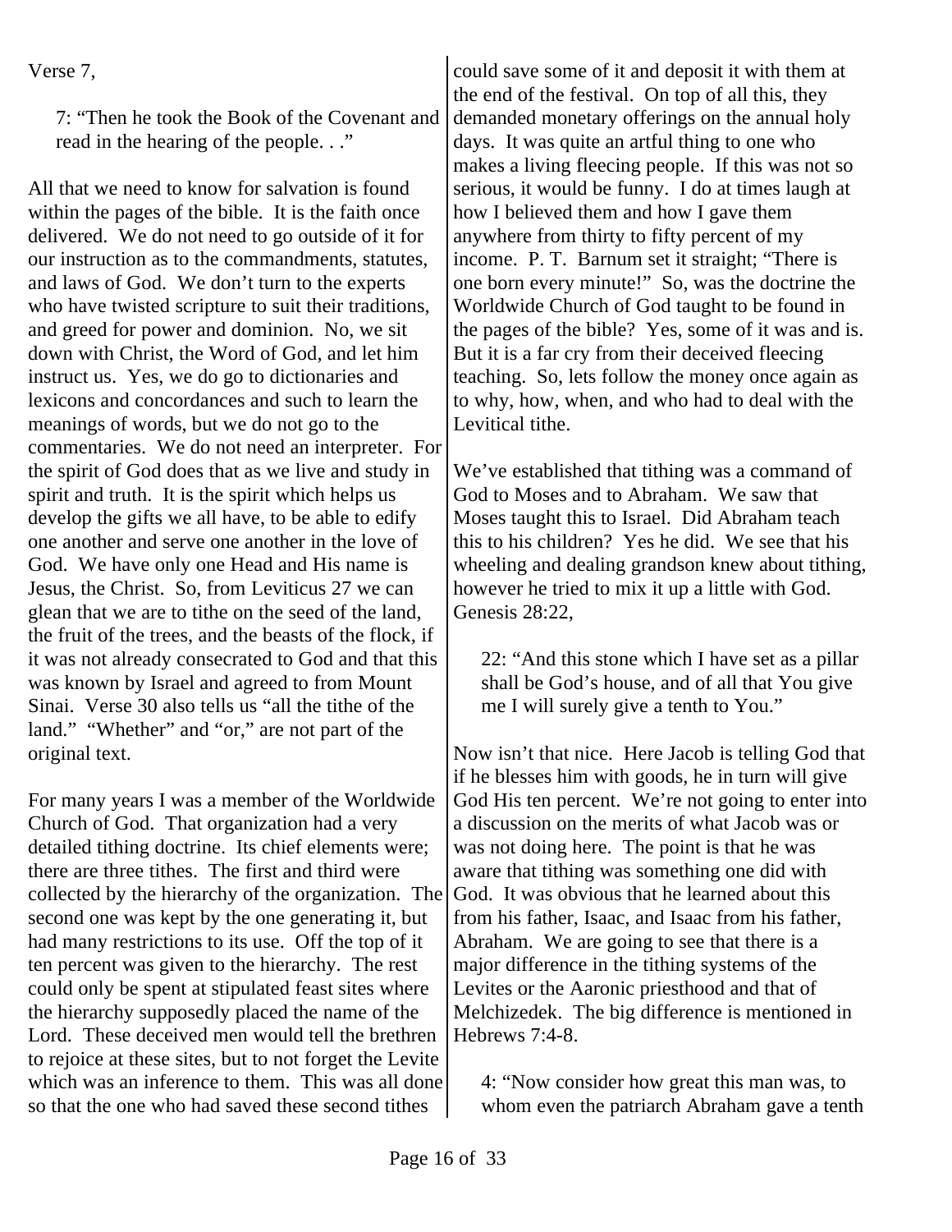Verse 7,

> 7: "Then he took the Book of the Covenant and read in the hearing of the people. . ."

All that we need to know for salvation is found within the pages of the bible. It is the faith once delivered. We do not need to go outside of it for our instruction as to the commandments, statutes, and laws of God. We don't turn to the experts who have twisted scripture to suit their traditions, and greed for power and dominion. No, we sit down with Christ, the Word of God, and let him instruct us. Yes, we do go to dictionaries and lexicons and concordances and such to learn the meanings of words, but we do not go to the commentaries. We do not need an interpreter. For the spirit of God does that as we live and study in spirit and truth. It is the spirit which helps us develop the gifts we all have, to be able to edify one another and serve one another in the love of God. We have only one Head and His name is Jesus, the Christ. So, from Leviticus 27 we can glean that we are to tithe on the seed of the land, the fruit of the trees, and the beasts of the flock, if it was not already consecrated to God and that this was known by Israel and agreed to from Mount Sinai. Verse 30 also tells us "all the tithe of the land." "Whether" and "or," are not part of the original text.

For many years I was a member of the Worldwide Church of God. That organization had a very detailed tithing doctrine. Its chief elements were; there are three tithes. The first and third were collected by the hierarchy of the organization. The second one was kept by the one generating it, but had many restrictions to its use. Off the top of it ten percent was given to the hierarchy. The rest could only be spent at stipulated feast sites where the hierarchy supposedly placed the name of the Lord. These deceived men would tell the brethren to rejoice at these sites, but to not forget the Levite which was an inference to them. This was all done so that the one who had saved these second tithes could save some of it and deposit it with them at the end of the festival. On top of all this, they demanded monetary offerings on the annual holy days. It was quite an artful thing to one who makes a living fleecing people. If this was not so serious, it would be funny. I do at times laugh at how I believed them and how I gave them anywhere from thirty to fifty percent of my income. P. T. Barnum set it straight; "There is one born every minute!" So, was the doctrine the Worldwide Church of God taught to be found in the pages of the bible? Yes, some of it was and is. But it is a far cry from their deceived fleecing teaching. So, lets follow the money once again as to why, how, when, and who had to deal with the Levitical tithe.

We've established that tithing was a command of God to Moses and to Abraham. We saw that Moses taught this to Israel. Did Abraham teach this to his children? Yes he did. We see that his wheeling and dealing grandson knew about tithing, however he tried to mix it up a little with God. Genesis 28:22,

> 22: "And this stone which I have set as a pillar shall be God's house, and of all that You give me I will surely give a tenth to You."

Now isn't that nice. Here Jacob is telling God that if he blesses him with goods, he in turn will give God His ten percent. We're not going to enter into a discussion on the merits of what Jacob was or was not doing here. The point is that he was aware that tithing was something one did with God. It was obvious that he learned about this from his father, Isaac, and Isaac from his father, Abraham. We are going to see that there is a major difference in the tithing systems of the Levites or the Aaronic priesthood and that of Melchizedek. The big difference is mentioned in Hebrews 7:4-8.

> 4: "Now consider how great this man was, to whom even the patriarch Abraham gave a tenth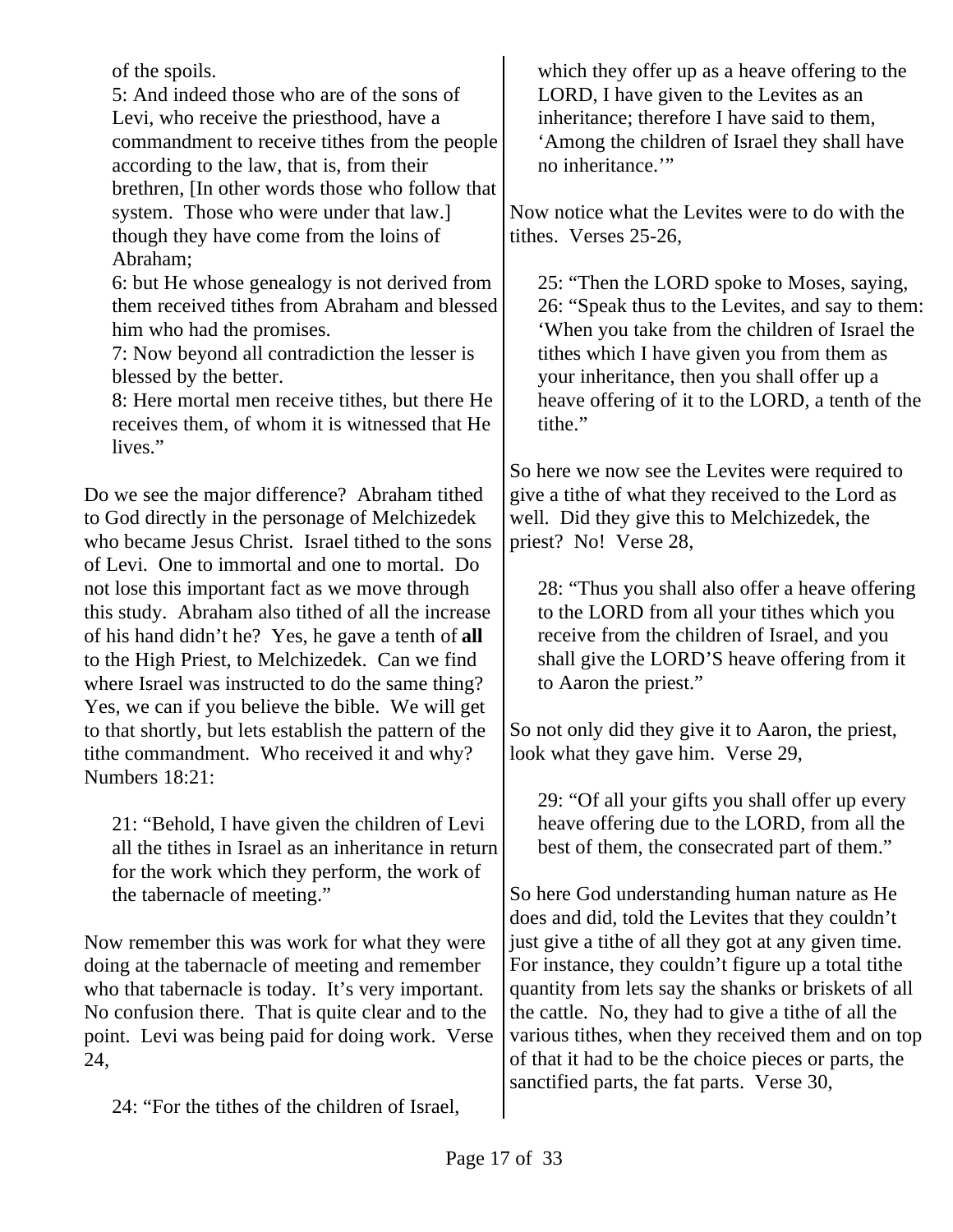of the spoils.

> 5: And indeed those who are of the sons of Levi, who receive the priesthood, have a commandment to receive tithes from the people according to the law, that is, from their brethren, [In other words those who follow that system. Those who were under that law.] though they have come from the loins of Abraham;
> 6: but He whose genealogy is not derived from them received tithes from Abraham and blessed him who had the promises.
> 7: Now beyond all contradiction the lesser is blessed by the better.
> 8: Here mortal men receive tithes, but there He receives them, of whom it is witnessed that He lives."

Do we see the major difference? Abraham tithed to God directly in the personage of Melchizedek who became Jesus Christ. Israel tithed to the sons of Levi. One to immortal and one to mortal. Do not lose this important fact as we move through this study. Abraham also tithed of all the increase of his hand didn't he? Yes, he gave a tenth of **all** to the High Priest, to Melchizedek. Can we find where Israel was instructed to do the same thing? Yes, we can if you believe the bible. We will get to that shortly, but lets establish the pattern of the tithe commandment. Who received it and why? Numbers 18:21:

> 21: "Behold, I have given the children of Levi all the tithes in Israel as an inheritance in return for the work which they perform, the work of the tabernacle of meeting."

Now remember this was work for what they were doing at the tabernacle of meeting and remember who that tabernacle is today. It's very important. No confusion there. That is quite clear and to the point. Levi was being paid for doing work. Verse 24,

> 24: "For the tithes of the children of Israel, which they offer up as a heave offering to the LORD, I have given to the Levites as an inheritance; therefore I have said to them, 'Among the children of Israel they shall have no inheritance.'"

Now notice what the Levites were to do with the tithes. Verses 25-26,

> 25: "Then the LORD spoke to Moses, saying,
> 26: "Speak thus to the Levites, and say to them: 'When you take from the children of Israel the tithes which I have given you from them as your inheritance, then you shall offer up a heave offering of it to the LORD, a tenth of the tithe."

So here we now see the Levites were required to give a tithe of what they received to the Lord as well. Did they give this to Melchizedek, the priest? No! Verse 28,

> 28: "Thus you shall also offer a heave offering to the LORD from all your tithes which you receive from the children of Israel, and you shall give the LORD'S heave offering from it to Aaron the priest."

So not only did they give it to Aaron, the priest, look what they gave him. Verse 29,

> 29: "Of all your gifts you shall offer up every heave offering due to the LORD, from all the best of them, the consecrated part of them."

So here God understanding human nature as He does and did, told the Levites that they couldn't just give a tithe of all they got at any given time. For instance, they couldn't figure up a total tithe quantity from lets say the shanks or briskets of all the cattle. No, they had to give a tithe of all the various tithes, when they received them and on top of that it had to be the choice pieces or parts, the sanctified parts, the fat parts. Verse 30,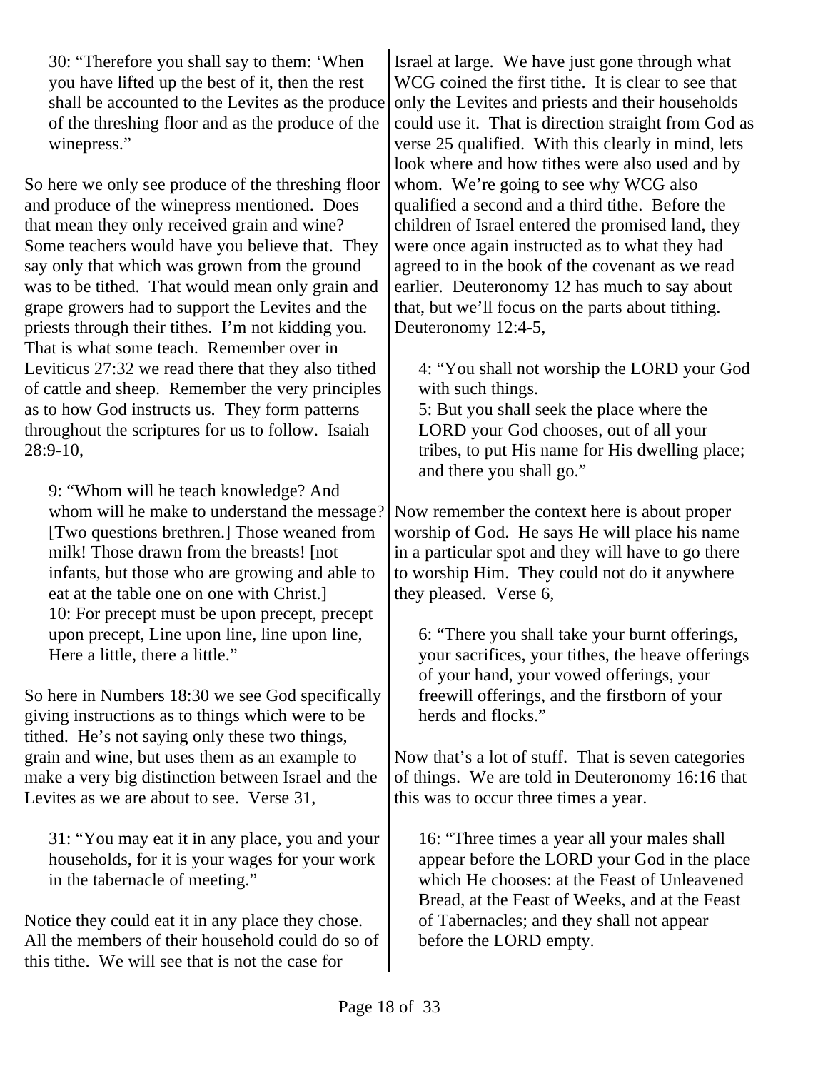> 30: "Therefore you shall say to them: 'When you have lifted up the best of it, then the rest shall be accounted to the Levites as the produce of the threshing floor and as the produce of the winepress."

So here we only see produce of the threshing floor and produce of the winepress mentioned. Does that mean they only received grain and wine? Some teachers would have you believe that. They say only that which was grown from the ground was to be tithed. That would mean only grain and grape growers had to support the Levites and the priests through their tithes. I'm not kidding you. That is what some teach. Remember over in Leviticus 27:32 we read there that they also tithed of cattle and sheep. Remember the very principles as to how God instructs us. They form patterns throughout the scriptures for us to follow. Isaiah 28:9-10,

> 9: "Whom will he teach knowledge? And whom will he make to understand the message? [Two questions brethren.] Those weaned from milk! Those drawn from the breasts! [not infants, but those who are growing and able to eat at the table one on one with Christ.]
> 10: For precept must be upon precept, precept upon precept, Line upon line, line upon line, Here a little, there a little."

So here in Numbers 18:30 we see God specifically giving instructions as to things which were to be tithed. He's not saying only these two things, grain and wine, but uses them as an example to make a very big distinction between Israel and the Levites as we are about to see. Verse 31,

> 31: "You may eat it in any place, you and your households, for it is your wages for your work in the tabernacle of meeting."

Notice they could eat it in any place they chose. All the members of their household could do so of this tithe. We will see that is not the case for Israel at large. We have just gone through what WCG coined the first tithe. It is clear to see that only the Levites and priests and their households could use it. That is direction straight from God as verse 25 qualified. With this clearly in mind, lets look where and how tithes were also used and by whom. We're going to see why WCG also qualified a second and a third tithe. Before the children of Israel entered the promised land, they were once again instructed as to what they had agreed to in the book of the covenant as we read earlier. Deuteronomy 12 has much to say about that, but we'll focus on the parts about tithing. Deuteronomy 12:4-5,

> 4: "You shall not worship the LORD your God with such things.
> 5: But you shall seek the place where the LORD your God chooses, out of all your tribes, to put His name for His dwelling place; and there you shall go."

Now remember the context here is about proper worship of God. He says He will place his name in a particular spot and they will have to go there to worship Him. They could not do it anywhere they pleased. Verse 6,

> 6: "There you shall take your burnt offerings, your sacrifices, your tithes, the heave offerings of your hand, your vowed offerings, your freewill offerings, and the firstborn of your herds and flocks."

Now that's a lot of stuff. That is seven categories of things. We are told in Deuteronomy 16:16 that this was to occur three times a year.

> 16: "Three times a year all your males shall appear before the LORD your God in the place which He chooses: at the Feast of Unleavened Bread, at the Feast of Weeks, and at the Feast of Tabernacles; and they shall not appear before the LORD empty.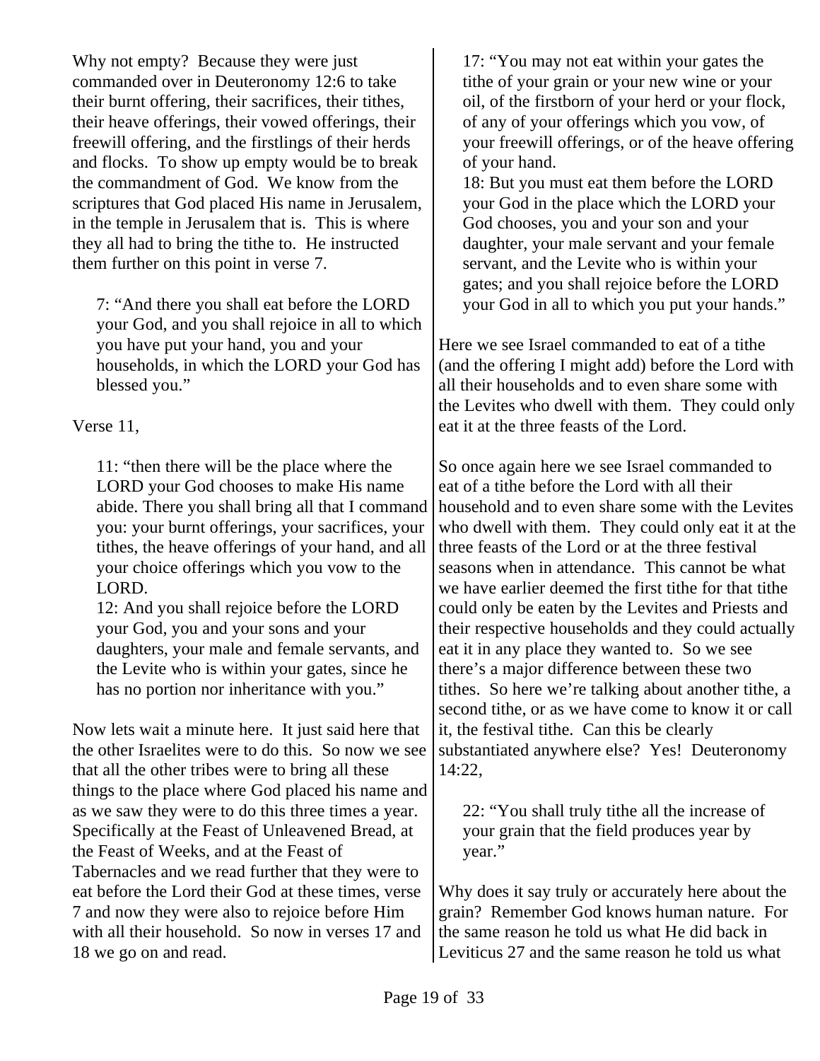Why not empty? Because they were just commanded over in Deuteronomy 12:6 to take their burnt offering, their sacrifices, their tithes, their heave offerings, their vowed offerings, their freewill offering, and the firstlings of their herds and flocks. To show up empty would be to break the commandment of God. We know from the scriptures that God placed His name in Jerusalem, in the temple in Jerusalem that is. This is where they all had to bring the tithe to. He instructed them further on this point in verse 7.

> 7: "And there you shall eat before the LORD your God, and you shall rejoice in all to which you have put your hand, you and your households, in which the LORD your God has blessed you."

Verse 11,

> 11: "then there will be the place where the LORD your God chooses to make His name abide. There you shall bring all that I command you: your burnt offerings, your sacrifices, your tithes, the heave offerings of your hand, and all your choice offerings which you vow to the LORD.
> 12: And you shall rejoice before the LORD your God, you and your sons and your daughters, your male and female servants, and the Levite who is within your gates, since he has no portion nor inheritance with you."

Now lets wait a minute here. It just said here that the other Israelites were to do this. So now we see that all the other tribes were to bring all these things to the place where God placed his name and as we saw they were to do this three times a year. Specifically at the Feast of Unleavened Bread, at the Feast of Weeks, and at the Feast of Tabernacles and we read further that they were to eat before the Lord their God at these times, verse 7 and now they were also to rejoice before Him with all their household. So now in verses 17 and 18 we go on and read.

> 17: "You may not eat within your gates the tithe of your grain or your new wine or your oil, of the firstborn of your herd or your flock, of any of your offerings which you vow, of your freewill offerings, or of the heave offering of your hand.
> 18: But you must eat them before the LORD your God in the place which the LORD your God chooses, you and your son and your daughter, your male servant and your female servant, and the Levite who is within your gates; and you shall rejoice before the LORD your God in all to which you put your hands."

Here we see Israel commanded to eat of a tithe (and the offering I might add) before the Lord with all their households and to even share some with the Levites who dwell with them. They could only eat it at the three feasts of the Lord.

So once again here we see Israel commanded to eat of a tithe before the Lord with all their household and to even share some with the Levites who dwell with them. They could only eat it at the three feasts of the Lord or at the three festival seasons when in attendance. This cannot be what we have earlier deemed the first tithe for that tithe could only be eaten by the Levites and Priests and their respective households and they could actually eat it in any place they wanted to. So we see there's a major difference between these two tithes. So here we're talking about another tithe, a second tithe, or as we have come to know it or call it, the festival tithe. Can this be clearly substantiated anywhere else? Yes! Deuteronomy 14:22,

> 22: "You shall truly tithe all the increase of your grain that the field produces year by year."

Why does it say truly or accurately here about the grain? Remember God knows human nature. For the same reason he told us what He did back in Leviticus 27 and the same reason he told us what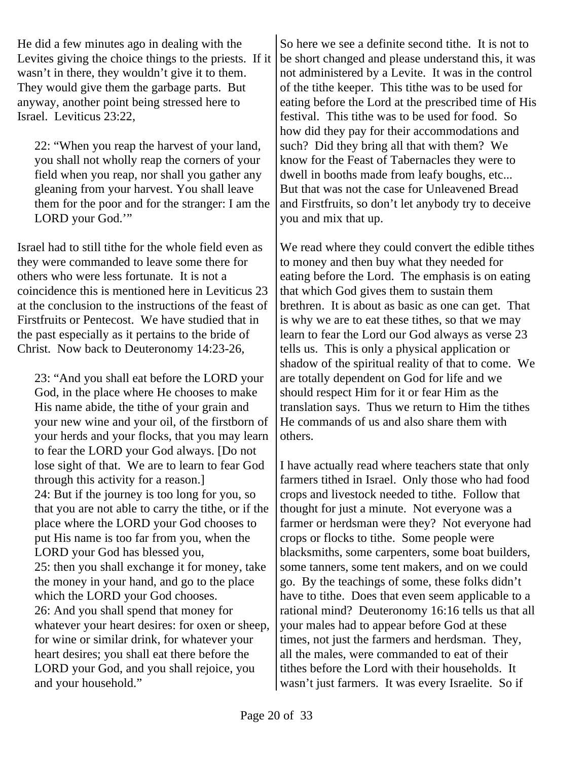He did a few minutes ago in dealing with the Levites giving the choice things to the priests. If it wasn't in there, they wouldn't give it to them. They would give them the garbage parts. But anyway, another point being stressed here to Israel. Leviticus 23:22,

> 22: "When you reap the harvest of your land, you shall not wholly reap the corners of your field when you reap, nor shall you gather any gleaning from your harvest. You shall leave them for the poor and for the stranger: I am the LORD your God.'"

Israel had to still tithe for the whole field even as they were commanded to leave some there for others who were less fortunate. It is not a coincidence this is mentioned here in Leviticus 23 at the conclusion to the instructions of the feast of Firstfruits or Pentecost. We have studied that in the past especially as it pertains to the bride of Christ. Now back to Deuteronomy 14:23-26,

> 23: "And you shall eat before the LORD your God, in the place where He chooses to make His name abide, the tithe of your grain and your new wine and your oil, of the firstborn of your herds and your flocks, that you may learn to fear the LORD your God always. [Do not lose sight of that. We are to learn to fear God through this activity for a reason.]
> 24: But if the journey is too long for you, so that you are not able to carry the tithe, or if the place where the LORD your God chooses to put His name is too far from you, when the LORD your God has blessed you,
> 25: then you shall exchange it for money, take the money in your hand, and go to the place which the LORD your God chooses.
> 26: And you shall spend that money for whatever your heart desires: for oxen or sheep, for wine or similar drink, for whatever your heart desires; you shall eat there before the LORD your God, and you shall rejoice, you and your household."

So here we see a definite second tithe. It is not to be short changed and please understand this, it was not administered by a Levite. It was in the control of the tithe keeper. This tithe was to be used for eating before the Lord at the prescribed time of His festival. This tithe was to be used for food. So how did they pay for their accommodations and such? Did they bring all that with them? We know for the Feast of Tabernacles they were to dwell in booths made from leafy boughs, etc... But that was not the case for Unleavened Bread and Firstfruits, so don't let anybody try to deceive you and mix that up.

We read where they could convert the edible tithes to money and then buy what they needed for eating before the Lord. The emphasis is on eating that which God gives them to sustain them brethren. It is about as basic as one can get. That is why we are to eat these tithes, so that we may learn to fear the Lord our God always as verse 23 tells us. This is only a physical application or shadow of the spiritual reality of that to come. We are totally dependent on God for life and we should respect Him for it or fear Him as the translation says. Thus we return to Him the tithes He commands of us and also share them with others.

I have actually read where teachers state that only farmers tithed in Israel. Only those who had food crops and livestock needed to tithe. Follow that thought for just a minute. Not everyone was a farmer or herdsman were they? Not everyone had crops or flocks to tithe. Some people were blacksmiths, some carpenters, some boat builders, some tanners, some tent makers, and on we could go. By the teachings of some, these folks didn't have to tithe. Does that even seem applicable to a rational mind? Deuteronomy 16:16 tells us that all your males had to appear before God at these times, not just the farmers and herdsman. They, all the males, were commanded to eat of their tithes before the Lord with their households. It wasn't just farmers. It was every Israelite. So if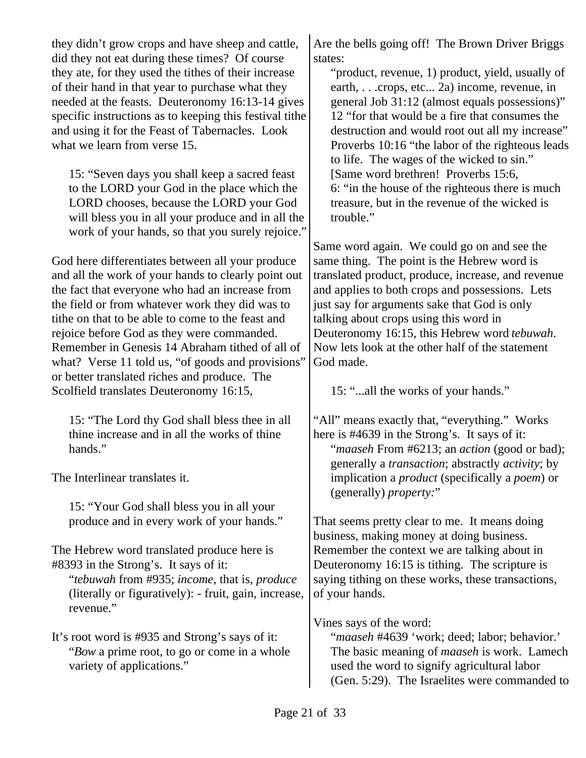they didn't grow crops and have sheep and cattle, did they not eat during these times? Of course they ate, for they used the tithes of their increase of their hand in that year to purchase what they needed at the feasts. Deuteronomy 16:13-14 gives specific instructions as to keeping this festival tithe and using it for the Feast of Tabernacles. Look what we learn from verse 15.

> 15: "Seven days you shall keep a sacred feast to the LORD your God in the place which the LORD chooses, because the LORD your God will bless you in all your produce and in all the work of your hands, so that you surely rejoice."

God here differentiates between all your produce and all the work of your hands to clearly point out the fact that everyone who had an increase from the field or from whatever work they did was to tithe on that to be able to come to the feast and rejoice before God as they were commanded. Remember in Genesis 14 Abraham tithed of all of what? Verse 11 told us, "of goods and provisions" or better translated riches and produce. The Scolfield translates Deuteronomy 16:15,

> 15: "The Lord thy God shall bless thee in all thine increase and in all the works of thine hands."

The Interlinear translates it.

> 15: "Your God shall bless you in all your produce and in every work of your hands."

The Hebrew word translated produce here is #8393 in the Strong's. It says of it:

> "*tebuwah* from #935; *income*, that is, *produce* (literally or figuratively): - fruit, gain, increase, revenue."

It's root word is #935 and Strong's says of it:

> "*Bow* a prime root, to go or come in a whole variety of applications."

Are the bells going off! The Brown Driver Briggs states:

> "product, revenue, 1) product, yield, usually of earth, . . .crops, etc... 2a) income, revenue, in general Job 31:12 (almost equals possessions)" 12 "for that would be a fire that consumes the destruction and would root out all my increase" Proverbs 10:16 "the labor of the righteous leads to life. The wages of the wicked to sin." [Same word brethren! Proverbs 15:6, 6: "in the house of the righteous there is much treasure, but in the revenue of the wicked is trouble."

Same word again. We could go on and see the same thing. The point is the Hebrew word is translated product, produce, increase, and revenue and applies to both crops and possessions. Lets just say for arguments sake that God is only talking about crops using this word in Deuteronomy 16:15, this Hebrew word *tebuwah*. Now lets look at the other half of the statement God made.

> 15: "...all the works of your hands."

"All" means exactly that, "everything." Works here is #4639 in the Strong's. It says of it:

> "*maaseh* From #6213; an *action* (good or bad); generally a *transaction*; abstractly *activity*; by implication a *product* (specifically a *poem*) or (generally) *property*:"

That seems pretty clear to me. It means doing business, making money at doing business. Remember the context we are talking about in Deuteronomy 16:15 is tithing. The scripture is saying tithing on these works, these transactions, of your hands.

Vines says of the word:

> "*maaseh* #4639 'work; deed; labor; behavior.' The basic meaning of *maaseh* is work. Lamech used the word to signify agricultural labor (Gen. 5:29). The Israelites were commanded to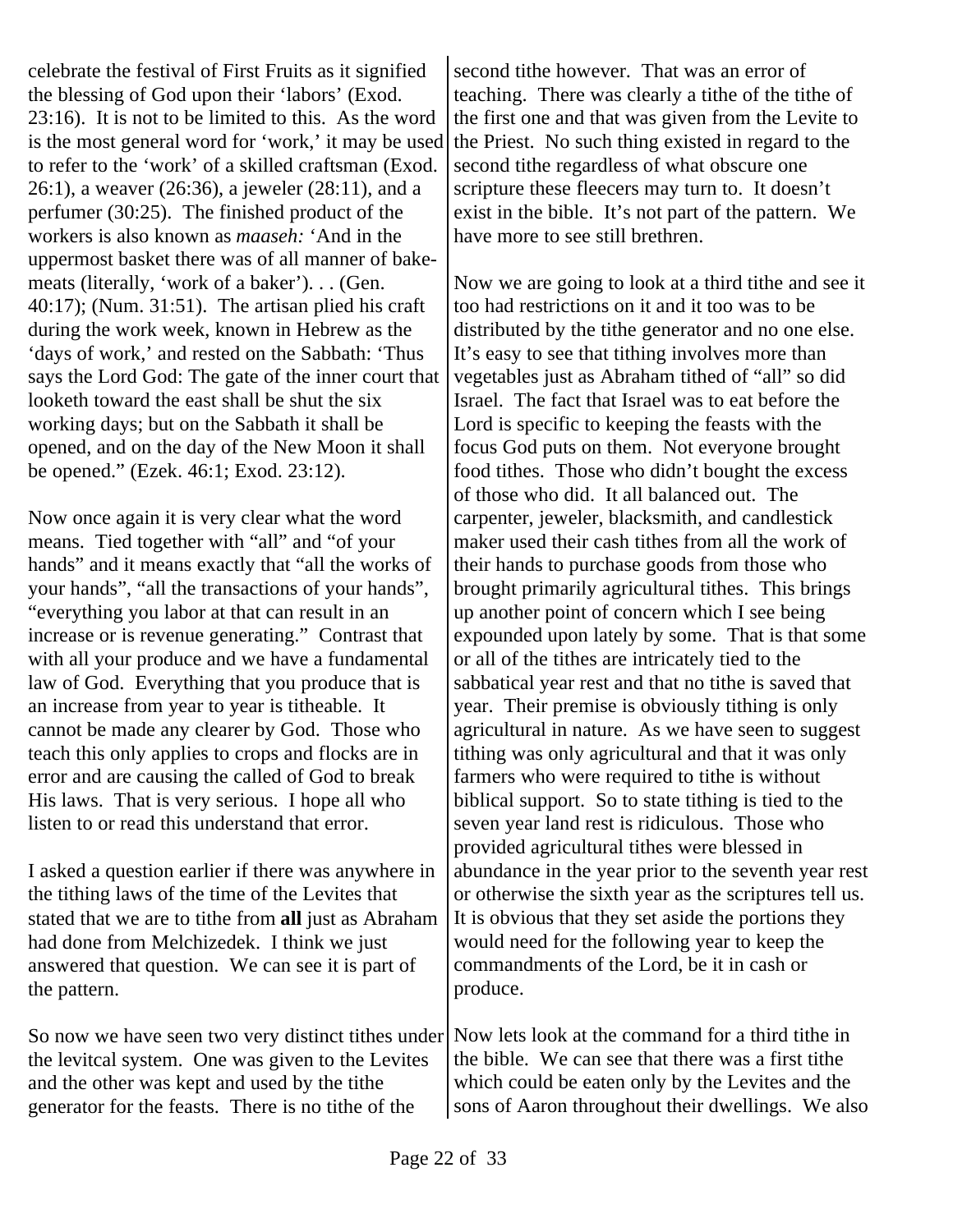celebrate the festival of First Fruits as it signified the blessing of God upon their 'labors' (Exod. 23:16). It is not to be limited to this. As the word is the most general word for 'work,' it may be used to refer to the 'work' of a skilled craftsman (Exod. 26:1), a weaver (26:36), a jeweler (28:11), and a perfumer (30:25). The finished product of the workers is also known as *maaseh:* 'And in the uppermost basket there was of all manner of bake-meats (literally, 'work of a baker'). . . (Gen. 40:17); (Num. 31:51). The artisan plied his craft during the work week, known in Hebrew as the 'days of work,' and rested on the Sabbath: 'Thus says the Lord God: The gate of the inner court that looketh toward the east shall be shut the six working days; but on the Sabbath it shall be opened, and on the day of the New Moon it shall be opened." (Ezek. 46:1; Exod. 23:12).

Now once again it is very clear what the word means. Tied together with "all" and "of your hands" and it means exactly that "all the works of your hands", "all the transactions of your hands", "everything you labor at that can result in an increase or is revenue generating." Contrast that with all your produce and we have a fundamental law of God. Everything that you produce that is an increase from year to year is titheable. It cannot be made any clearer by God. Those who teach this only applies to crops and flocks are in error and are causing the called of God to break His laws. That is very serious. I hope all who listen to or read this understand that error.

I asked a question earlier if there was anywhere in the tithing laws of the time of the Levites that stated that we are to tithe from **all** just as Abraham had done from Melchizedek. I think we just answered that question. We can see it is part of the pattern.

So now we have seen two very distinct tithes under the levitcal system. One was given to the Levites and the other was kept and used by the tithe generator for the feasts. There is no tithe of the second tithe however. That was an error of teaching. There was clearly a tithe of the tithe of the first one and that was given from the Levite to the Priest. No such thing existed in regard to the second tithe regardless of what obscure one scripture these fleecers may turn to. It doesn't exist in the bible. It's not part of the pattern. We have more to see still brethren.

Now we are going to look at a third tithe and see it too had restrictions on it and it too was to be distributed by the tithe generator and no one else. It's easy to see that tithing involves more than vegetables just as Abraham tithed of "all" so did Israel. The fact that Israel was to eat before the Lord is specific to keeping the feasts with the focus God puts on them. Not everyone brought food tithes. Those who didn't bought the excess of those who did. It all balanced out. The carpenter, jeweler, blacksmith, and candlestick maker used their cash tithes from all the work of their hands to purchase goods from those who brought primarily agricultural tithes. This brings up another point of concern which I see being expounded upon lately by some. That is that some or all of the tithes are intricately tied to the sabbatical year rest and that no tithe is saved that year. Their premise is obviously tithing is only agricultural in nature. As we have seen to suggest tithing was only agricultural and that it was only farmers who were required to tithe is without biblical support. So to state tithing is tied to the seven year land rest is ridiculous. Those who provided agricultural tithes were blessed in abundance in the year prior to the seventh year rest or otherwise the sixth year as the scriptures tell us. It is obvious that they set aside the portions they would need for the following year to keep the commandments of the Lord, be it in cash or produce.

Now lets look at the command for a third tithe in the bible. We can see that there was a first tithe which could be eaten only by the Levites and the sons of Aaron throughout their dwellings. We also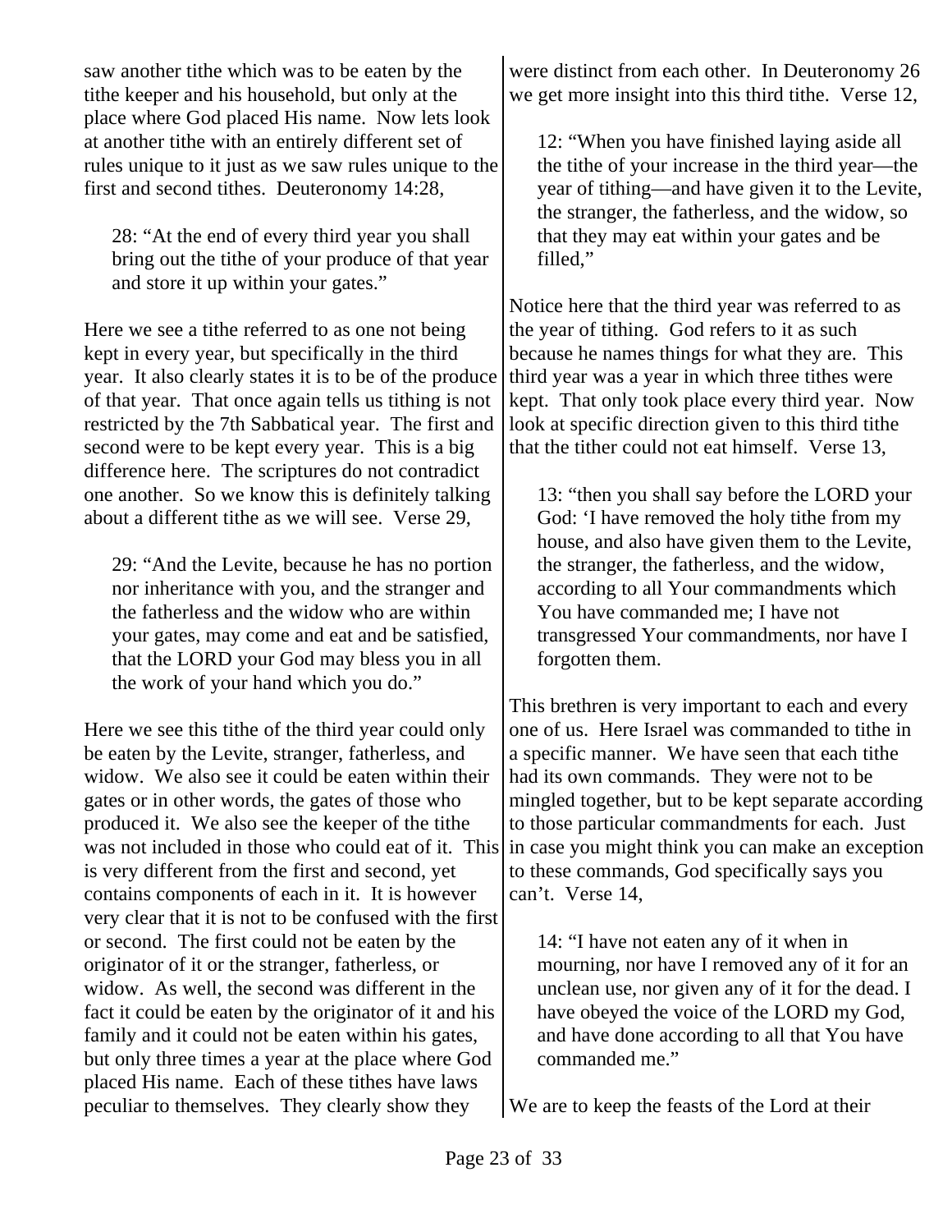saw another tithe which was to be eaten by the tithe keeper and his household, but only at the place where God placed His name. Now lets look at another tithe with an entirely different set of rules unique to it just as we saw rules unique to the first and second tithes. Deuteronomy 14:28,

> 28: "At the end of every third year you shall bring out the tithe of your produce of that year and store it up within your gates."

Here we see a tithe referred to as one not being kept in every year, but specifically in the third year. It also clearly states it is to be of the produce of that year. That once again tells us tithing is not restricted by the 7th Sabbatical year. The first and second were to be kept every year. This is a big difference here. The scriptures do not contradict one another. So we know this is definitely talking about a different tithe as we will see. Verse 29,

> 29: "And the Levite, because he has no portion nor inheritance with you, and the stranger and the fatherless and the widow who are within your gates, may come and eat and be satisfied, that the LORD your God may bless you in all the work of your hand which you do."

Here we see this tithe of the third year could only be eaten by the Levite, stranger, fatherless, and widow. We also see it could be eaten within their gates or in other words, the gates of those who produced it. We also see the keeper of the tithe was not included in those who could eat of it. This is very different from the first and second, yet contains components of each in it. It is however very clear that it is not to be confused with the first or second. The first could not be eaten by the originator of it or the stranger, fatherless, or widow. As well, the second was different in the fact it could be eaten by the originator of it and his family and it could not be eaten within his gates, but only three times a year at the place where God placed His name. Each of these tithes have laws peculiar to themselves. They clearly show they were distinct from each other. In Deuteronomy 26 we get more insight into this third tithe. Verse 12,

> 12: "When you have finished laying aside all the tithe of your increase in the third year—the year of tithing—and have given it to the Levite, the stranger, the fatherless, and the widow, so that they may eat within your gates and be filled,"

Notice here that the third year was referred to as the year of tithing. God refers to it as such because he names things for what they are. This third year was a year in which three tithes were kept. That only took place every third year. Now look at specific direction given to this third tithe that the tither could not eat himself. Verse 13,

> 13: "then you shall say before the LORD your God: 'I have removed the holy tithe from my house, and also have given them to the Levite, the stranger, the fatherless, and the widow, according to all Your commandments which You have commanded me; I have not transgressed Your commandments, nor have I forgotten them.

This brethren is very important to each and every one of us. Here Israel was commanded to tithe in a specific manner. We have seen that each tithe had its own commands. They were not to be mingled together, but to be kept separate according to those particular commandments for each. Just in case you might think you can make an exception to these commands, God specifically says you can't. Verse 14,

> 14: "I have not eaten any of it when in mourning, nor have I removed any of it for an unclean use, nor given any of it for the dead. I have obeyed the voice of the LORD my God, and have done according to all that You have commanded me."

We are to keep the feasts of the Lord at their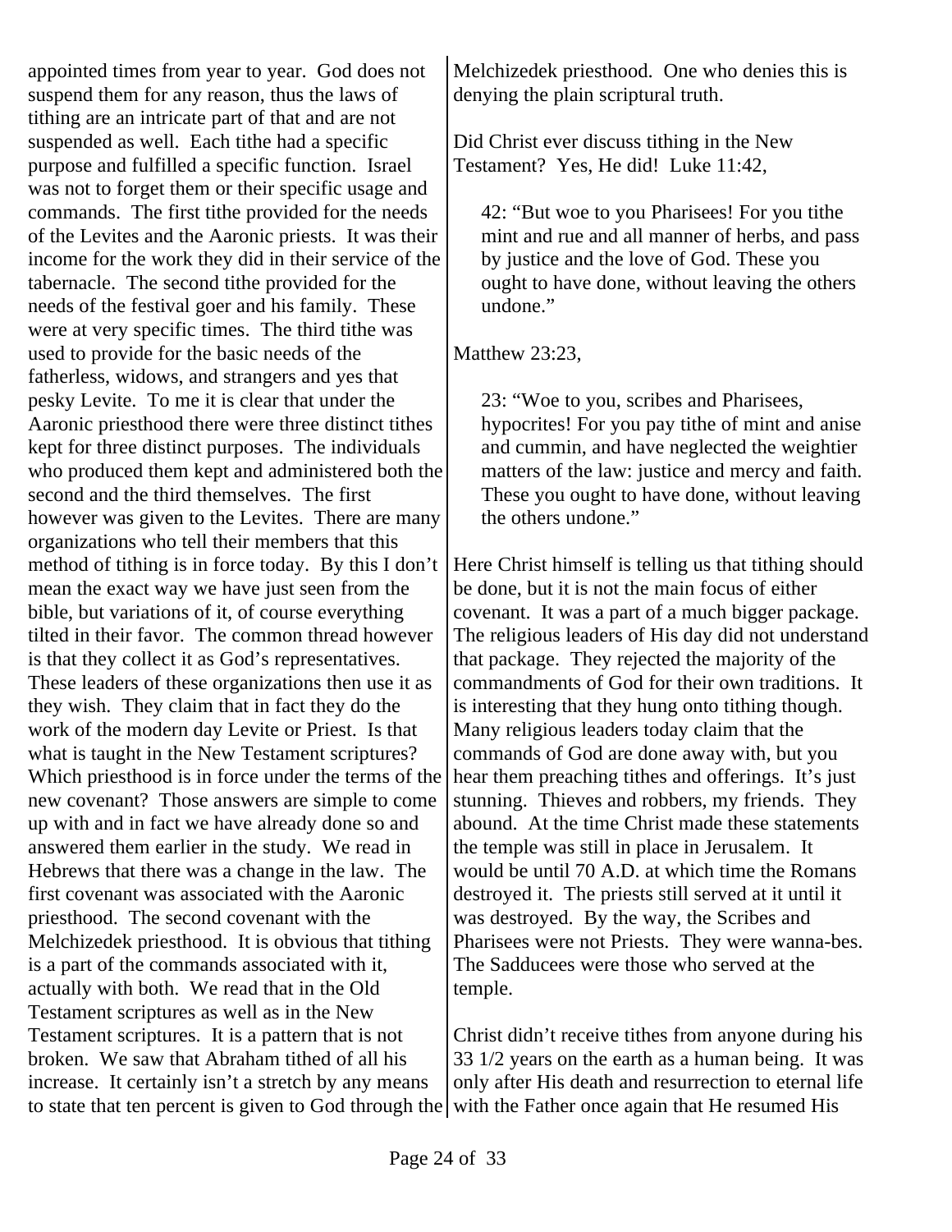appointed times from year to year. God does not suspend them for any reason, thus the laws of tithing are an intricate part of that and are not suspended as well. Each tithe had a specific purpose and fulfilled a specific function. Israel was not to forget them or their specific usage and commands. The first tithe provided for the needs of the Levites and the Aaronic priests. It was their income for the work they did in their service of the tabernacle. The second tithe provided for the needs of the festival goer and his family. These were at very specific times. The third tithe was used to provide for the basic needs of the fatherless, widows, and strangers and yes that pesky Levite. To me it is clear that under the Aaronic priesthood there were three distinct tithes kept for three distinct purposes. The individuals who produced them kept and administered both the second and the third themselves. The first however was given to the Levites. There are many organizations who tell their members that this method of tithing is in force today. By this I don't mean the exact way we have just seen from the bible, but variations of it, of course everything tilted in their favor. The common thread however is that they collect it as God's representatives. These leaders of these organizations then use it as they wish. They claim that in fact they do the work of the modern day Levite or Priest. Is that what is taught in the New Testament scriptures? Which priesthood is in force under the terms of the new covenant? Those answers are simple to come up with and in fact we have already done so and answered them earlier in the study. We read in Hebrews that there was a change in the law. The first covenant was associated with the Aaronic priesthood. The second covenant with the Melchizedek priesthood. It is obvious that tithing is a part of the commands associated with it, actually with both. We read that in the Old Testament scriptures as well as in the New Testament scriptures. It is a pattern that is not broken. We saw that Abraham tithed of all his increase. It certainly isn't a stretch by any means to state that ten percent is given to God through the Melchizedek priesthood. One who denies this is denying the plain scriptural truth.

Did Christ ever discuss tithing in the New Testament? Yes, He did! Luke 11:42,

> 42: "But woe to you Pharisees! For you tithe mint and rue and all manner of herbs, and pass by justice and the love of God. These you ought to have done, without leaving the others undone."

Matthew 23:23,

> 23: "Woe to you, scribes and Pharisees, hypocrites! For you pay tithe of mint and anise and cummin, and have neglected the weightier matters of the law: justice and mercy and faith. These you ought to have done, without leaving the others undone."

Here Christ himself is telling us that tithing should be done, but it is not the main focus of either covenant. It was a part of a much bigger package. The religious leaders of His day did not understand that package. They rejected the majority of the commandments of God for their own traditions. It is interesting that they hung onto tithing though. Many religious leaders today claim that the commands of God are done away with, but you hear them preaching tithes and offerings. It's just stunning. Thieves and robbers, my friends. They abound. At the time Christ made these statements the temple was still in place in Jerusalem. It would be until 70 A.D. at which time the Romans destroyed it. The priests still served at it until it was destroyed. By the way, the Scribes and Pharisees were not Priests. They were wanna-bes. The Sadducees were those who served at the temple.

Christ didn't receive tithes from anyone during his 33 1/2 years on the earth as a human being. It was only after His death and resurrection to eternal life with the Father once again that He resumed His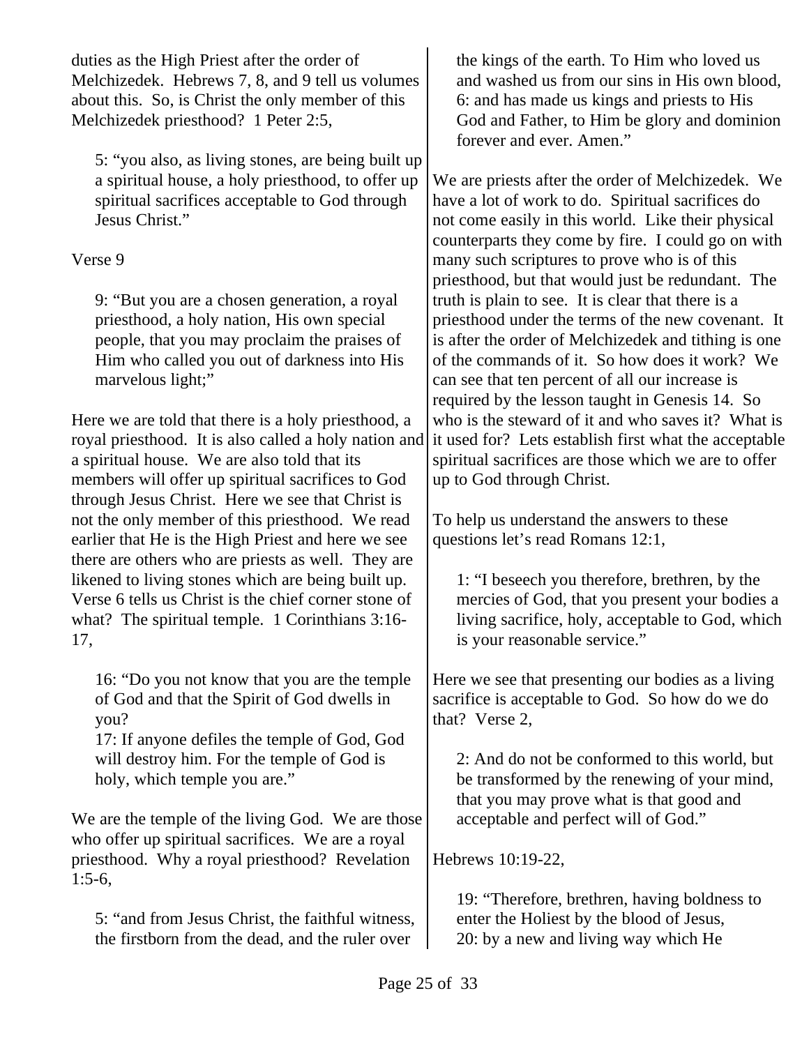duties as the High Priest after the order of Melchizedek. Hebrews 7, 8, and 9 tell us volumes about this. So, is Christ the only member of this Melchizedek priesthood? 1 Peter 2:5,

> 5: "you also, as living stones, are being built up a spiritual house, a holy priesthood, to offer up spiritual sacrifices acceptable to God through Jesus Christ."

Verse 9

> 9: "But you are a chosen generation, a royal priesthood, a holy nation, His own special people, that you may proclaim the praises of Him who called you out of darkness into His marvelous light;"

Here we are told that there is a holy priesthood, a royal priesthood. It is also called a holy nation and a spiritual house. We are also told that its members will offer up spiritual sacrifices to God through Jesus Christ. Here we see that Christ is not the only member of this priesthood. We read earlier that He is the High Priest and here we see there are others who are priests as well. They are likened to living stones which are being built up. Verse 6 tells us Christ is the chief corner stone of what? The spiritual temple. 1 Corinthians 3:16-17,

> 16: "Do you not know that you are the temple of God and that the Spirit of God dwells in you?
> 17: If anyone defiles the temple of God, God will destroy him. For the temple of God is holy, which temple you are."

We are the temple of the living God. We are those who offer up spiritual sacrifices. We are a royal priesthood. Why a royal priesthood? Revelation 1:5-6,

> 5: "and from Jesus Christ, the faithful witness, the firstborn from the dead, and the ruler over the kings of the earth. To Him who loved us and washed us from our sins in His own blood,
> 6: and has made us kings and priests to His God and Father, to Him be glory and dominion forever and ever. Amen."

We are priests after the order of Melchizedek. We have a lot of work to do. Spiritual sacrifices do not come easily in this world. Like their physical counterparts they come by fire. I could go on with many such scriptures to prove who is of this priesthood, but that would just be redundant. The truth is plain to see. It is clear that there is a priesthood under the terms of the new covenant. It is after the order of Melchizedek and tithing is one of the commands of it. So how does it work? We can see that ten percent of all our increase is required by the lesson taught in Genesis 14. So who is the steward of it and who saves it? What is it used for? Lets establish first what the acceptable spiritual sacrifices are those which we are to offer up to God through Christ.

To help us understand the answers to these questions let's read Romans 12:1,

> 1: "I beseech you therefore, brethren, by the mercies of God, that you present your bodies a living sacrifice, holy, acceptable to God, which is your reasonable service."

Here we see that presenting our bodies as a living sacrifice is acceptable to God. So how do we do that? Verse 2,

> 2: And do not be conformed to this world, but be transformed by the renewing of your mind, that you may prove what is that good and acceptable and perfect will of God."

Hebrews 10:19-22,

> 19: "Therefore, brethren, having boldness to enter the Holiest by the blood of Jesus,
> 20: by a new and living way which He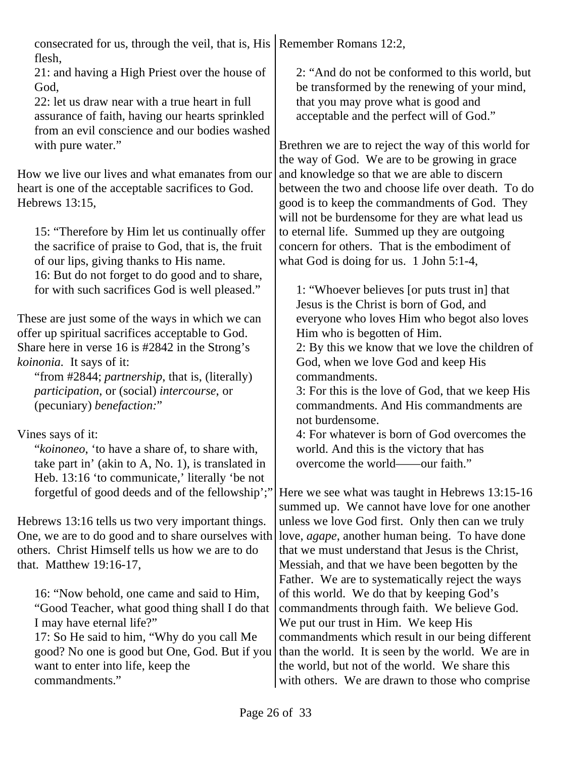consecrated for us, through the veil, that is, His flesh,
21: and having a High Priest over the house of God,
22: let us draw near with a true heart in full assurance of faith, having our hearts sprinkled from an evil conscience and our bodies washed with pure water."

How we live our lives and what emanates from our heart is one of the acceptable sacrifices to God. Hebrews 13:15,

> 15: "Therefore by Him let us continually offer the sacrifice of praise to God, that is, the fruit of our lips, giving thanks to His name.
> 16: But do not forget to do good and to share, for with such sacrifices God is well pleased."

These are just some of the ways in which we can offer up spiritual sacrifices acceptable to God. Share here in verse 16 is #2842 in the Strong's *koinonia.* It says of it:

> "from #2844; *partnership*, that is, (literally) *participation*, or (social) *intercourse*, or (pecuniary) *benefaction:*"

Vines says of it:

> "*koinoneo*, 'to have a share of, to share with, take part in' (akin to A, No. 1), is translated in Heb. 13:16 'to communicate,' literally 'be not forgetful of good deeds and of the fellowship';"

Hebrews 13:16 tells us two very important things. One, we are to do good and to share ourselves with others. Christ Himself tells us how we are to do that. Matthew 19:16-17,

> 16: "Now behold, one came and said to Him, "Good Teacher, what good thing shall I do that I may have eternal life?"
> 17: So He said to him, "Why do you call Me good? No one is good but One, God. But if you want to enter into life, keep the commandments."

Remember Romans 12:2,

> 2: "And do not be conformed to this world, but be transformed by the renewing of your mind, that you may prove what is good and acceptable and the perfect will of God."

Brethren we are to reject the way of this world for the way of God. We are to be growing in grace and knowledge so that we are able to discern between the two and choose life over death. To do good is to keep the commandments of God. They will not be burdensome for they are what lead us to eternal life. Summed up they are outgoing concern for others. That is the embodiment of what God is doing for us. 1 John 5:1-4,

> 1: "Whoever believes [or puts trust in] that Jesus is the Christ is born of God, and everyone who loves Him who begot also loves Him who is begotten of Him.
> 2: By this we know that we love the children of God, when we love God and keep His commandments.
> 3: For this is the love of God, that we keep His commandments. And His commandments are not burdensome.
> 4: For whatever is born of God overcomes the world. And this is the victory that has overcome the world——our faith."

Here we see what was taught in Hebrews 13:15-16 summed up. We cannot have love for one another unless we love God first. Only then can we truly love, *agape*, another human being. To have done that we must understand that Jesus is the Christ, Messiah, and that we have been begotten by the Father. We are to systematically reject the ways of this world. We do that by keeping God's commandments through faith. We believe God. We put our trust in Him. We keep His commandments which result in our being different than the world. It is seen by the world. We are in the world, but not of the world. We share this with others. We are drawn to those who comprise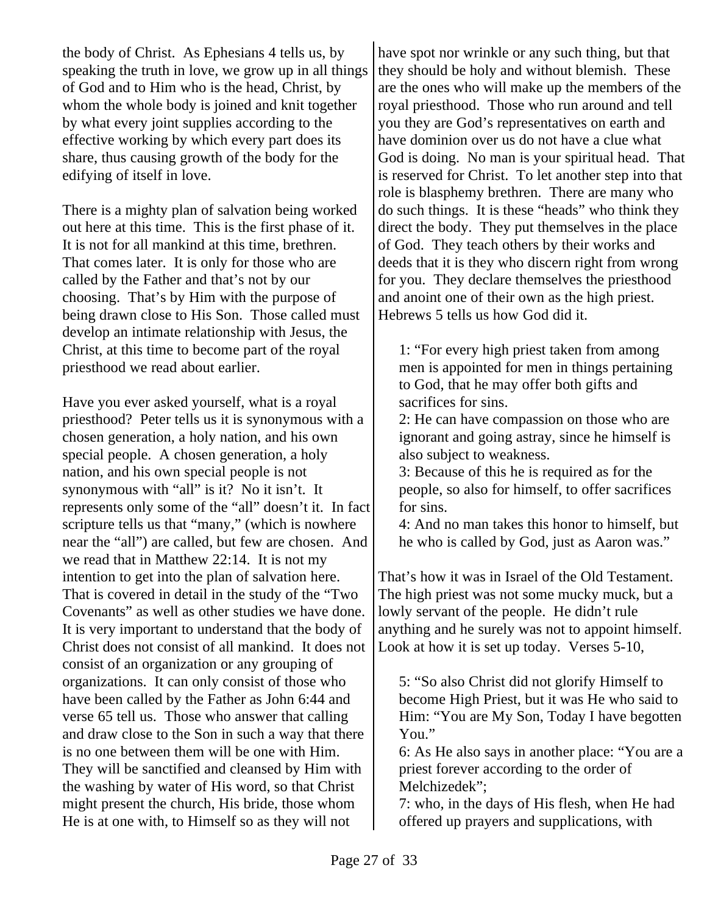the body of Christ. As Ephesians 4 tells us, by speaking the truth in love, we grow up in all things of God and to Him who is the head, Christ, by whom the whole body is joined and knit together by what every joint supplies according to the effective working by which every part does its share, thus causing growth of the body for the edifying of itself in love.

There is a mighty plan of salvation being worked out here at this time. This is the first phase of it. It is not for all mankind at this time, brethren. That comes later. It is only for those who are called by the Father and that's not by our choosing. That's by Him with the purpose of being drawn close to His Son. Those called must develop an intimate relationship with Jesus, the Christ, at this time to become part of the royal priesthood we read about earlier.

Have you ever asked yourself, what is a royal priesthood? Peter tells us it is synonymous with a chosen generation, a holy nation, and his own special people. A chosen generation, a holy nation, and his own special people is not synonymous with "all" is it? No it isn't. It represents only some of the "all" doesn't it. In fact scripture tells us that "many," (which is nowhere near the "all") are called, but few are chosen. And we read that in Matthew 22:14. It is not my intention to get into the plan of salvation here. That is covered in detail in the study of the "Two Covenants" as well as other studies we have done. It is very important to understand that the body of Christ does not consist of all mankind. It does not consist of an organization or any grouping of organizations. It can only consist of those who have been called by the Father as John 6:44 and verse 65 tell us. Those who answer that calling and draw close to the Son in such a way that there is no one between them will be one with Him. They will be sanctified and cleansed by Him with the washing by water of His word, so that Christ might present the church, His bride, those whom He is at one with, to Himself so as they will not have spot nor wrinkle or any such thing, but that they should be holy and without blemish. These are the ones who will make up the members of the royal priesthood. Those who run around and tell you they are God's representatives on earth and have dominion over us do not have a clue what God is doing. No man is your spiritual head. That is reserved for Christ. To let another step into that role is blasphemy brethren. There are many who do such things. It is these "heads" who think they direct the body. They put themselves in the place of God. They teach others by their works and deeds that it is they who discern right from wrong for you. They declare themselves the priesthood and anoint one of their own as the high priest. Hebrews 5 tells us how God did it.

> 1: "For every high priest taken from among men is appointed for men in things pertaining to God, that he may offer both gifts and sacrifices for sins.
> 2: He can have compassion on those who are ignorant and going astray, since he himself is also subject to weakness.
> 3: Because of this he is required as for the people, so also for himself, to offer sacrifices for sins.
> 4: And no man takes this honor to himself, but he who is called by God, just as Aaron was."

That's how it was in Israel of the Old Testament. The high priest was not some mucky muck, but a lowly servant of the people. He didn't rule anything and he surely was not to appoint himself. Look at how it is set up today. Verses 5-10,

> 5: "So also Christ did not glorify Himself to become High Priest, but it was He who said to Him: "You are My Son, Today I have begotten You."
> 6: As He also says in another place: "You are a priest forever according to the order of Melchizedek";
> 7: who, in the days of His flesh, when He had offered up prayers and supplications, with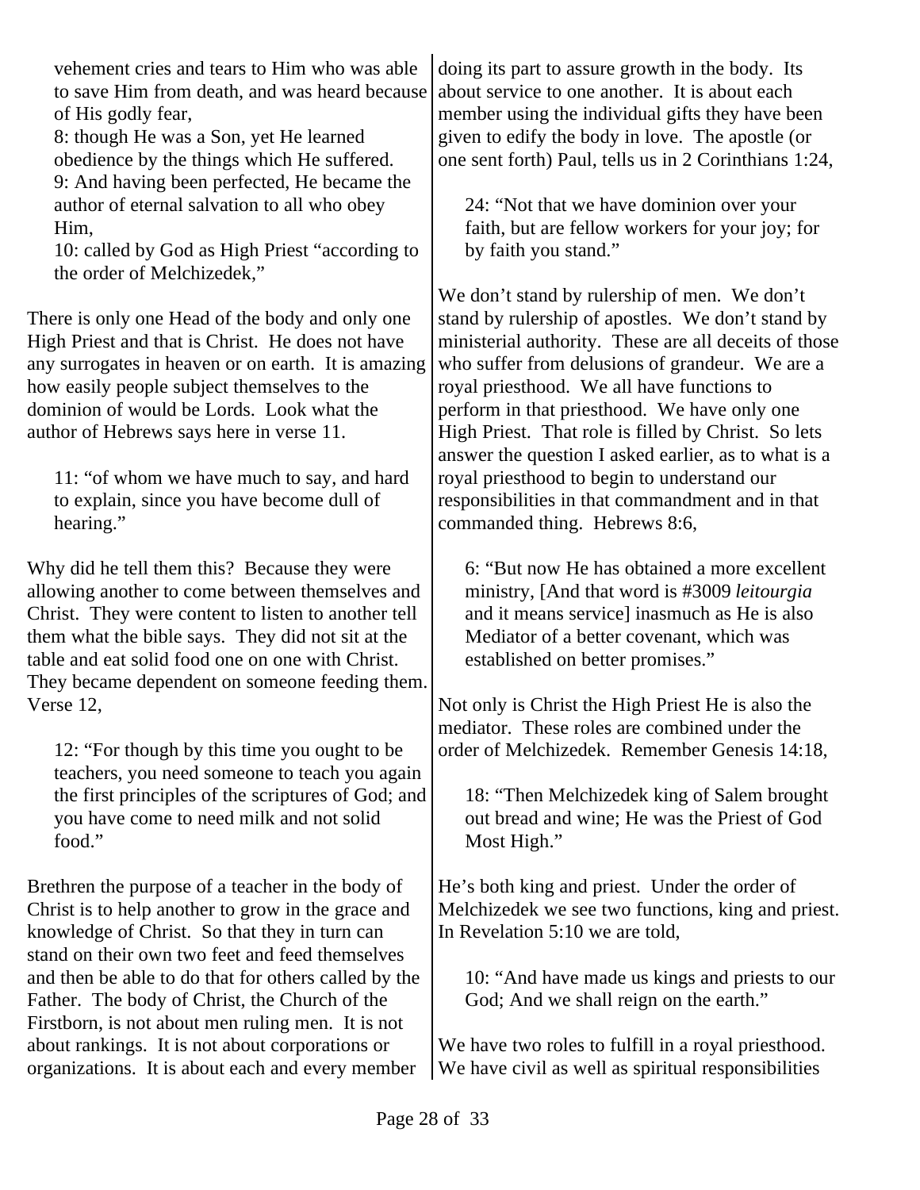vehement cries and tears to Him who was able to save Him from death, and was heard because of His godly fear,
8: though He was a Son, yet He learned obedience by the things which He suffered.
9: And having been perfected, He became the author of eternal salvation to all who obey Him,
10: called by God as High Priest "according to the order of Melchizedek,"

There is only one Head of the body and only one High Priest and that is Christ. He does not have any surrogates in heaven or on earth. It is amazing how easily people subject themselves to the dominion of would be Lords. Look what the author of Hebrews says here in verse 11.

> 11: "of whom we have much to say, and hard to explain, since you have become dull of hearing."

Why did he tell them this? Because they were allowing another to come between themselves and Christ. They were content to listen to another tell them what the bible says. They did not sit at the table and eat solid food one on one with Christ. They became dependent on someone feeding them. Verse 12,

> 12: "For though by this time you ought to be teachers, you need someone to teach you again the first principles of the scriptures of God; and you have come to need milk and not solid food."

Brethren the purpose of a teacher in the body of Christ is to help another to grow in the grace and knowledge of Christ. So that they in turn can stand on their own two feet and feed themselves and then be able to do that for others called by the Father. The body of Christ, the Church of the Firstborn, is not about men ruling men. It is not about rankings. It is not about corporations or organizations. It is about each and every member doing its part to assure growth in the body. Its about service to one another. It is about each member using the individual gifts they have been given to edify the body in love. The apostle (or one sent forth) Paul, tells us in 2 Corinthians 1:24,

> 24: "Not that we have dominion over your faith, but are fellow workers for your joy; for by faith you stand."

We don't stand by rulership of men. We don't stand by rulership of apostles. We don't stand by ministerial authority. These are all deceits of those who suffer from delusions of grandeur. We are a royal priesthood. We all have functions to perform in that priesthood. We have only one High Priest. That role is filled by Christ. So lets answer the question I asked earlier, as to what is a royal priesthood to begin to understand our responsibilities in that commandment and in that commanded thing. Hebrews 8:6,

> 6: "But now He has obtained a more excellent ministry, [And that word is #3009 *leitourgia* and it means service] inasmuch as He is also Mediator of a better covenant, which was established on better promises."

Not only is Christ the High Priest He is also the mediator. These roles are combined under the order of Melchizedek. Remember Genesis 14:18,

> 18: "Then Melchizedek king of Salem brought out bread and wine; He was the Priest of God Most High."

He's both king and priest. Under the order of Melchizedek we see two functions, king and priest. In Revelation 5:10 we are told,

> 10: "And have made us kings and priests to our God; And we shall reign on the earth."

We have two roles to fulfill in a royal priesthood. We have civil as well as spiritual responsibilities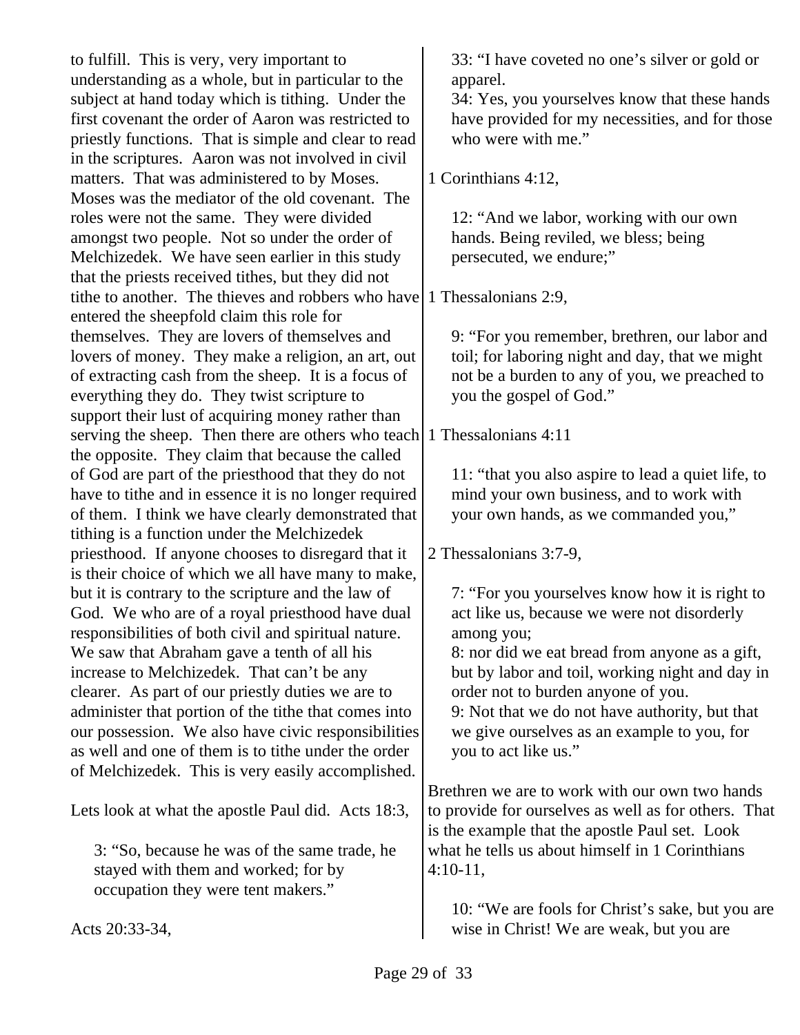to fulfill. This is very, very important to understanding as a whole, but in particular to the subject at hand today which is tithing. Under the first covenant the order of Aaron was restricted to priestly functions. That is simple and clear to read in the scriptures. Aaron was not involved in civil matters. That was administered to by Moses. Moses was the mediator of the old covenant. The roles were not the same. They were divided amongst two people. Not so under the order of Melchizedek. We have seen earlier in this study that the priests received tithes, but they did not tithe to another. The thieves and robbers who have entered the sheepfold claim this role for themselves. They are lovers of themselves and lovers of money. They make a religion, an art, out of extracting cash from the sheep. It is a focus of everything they do. They twist scripture to support their lust of acquiring money rather than serving the sheep. Then there are others who teach the opposite. They claim that because the called of God are part of the priesthood that they do not have to tithe and in essence it is no longer required of them. I think we have clearly demonstrated that tithing is a function under the Melchizedek priesthood. If anyone chooses to disregard that it is their choice of which we all have many to make, but it is contrary to the scripture and the law of God. We who are of a royal priesthood have dual responsibilities of both civil and spiritual nature. We saw that Abraham gave a tenth of all his increase to Melchizedek. That can't be any clearer. As part of our priestly duties we are to administer that portion of the tithe that comes into our possession. We also have civic responsibilities as well and one of them is to tithe under the order of Melchizedek. This is very easily accomplished.

Lets look at what the apostle Paul did. Acts 18:3,

> 3: "So, because he was of the same trade, he stayed with them and worked; for by occupation they were tent makers."

Acts 20:33-34,

> 33: "I have coveted no one's silver or gold or apparel.
> 34: Yes, you yourselves know that these hands have provided for my necessities, and for those who were with me."

1 Corinthians 4:12,

> 12: "And we labor, working with our own hands. Being reviled, we bless; being persecuted, we endure;"

1 Thessalonians 2:9,

> 9: "For you remember, brethren, our labor and toil; for laboring night and day, that we might not be a burden to any of you, we preached to you the gospel of God."

1 Thessalonians 4:11

> 11: "that you also aspire to lead a quiet life, to mind your own business, and to work with your own hands, as we commanded you,"

2 Thessalonians 3:7-9,

> 7: "For you yourselves know how it is right to act like us, because we were not disorderly among you;
> 8: nor did we eat bread from anyone as a gift, but by labor and toil, working night and day in order not to burden anyone of you.
> 9: Not that we do not have authority, but that we give ourselves as an example to you, for you to act like us."

Brethren we are to work with our own two hands to provide for ourselves as well as for others. That is the example that the apostle Paul set. Look what he tells us about himself in 1 Corinthians 4:10-11,

> 10: "We are fools for Christ's sake, but you are wise in Christ! We are weak, but you are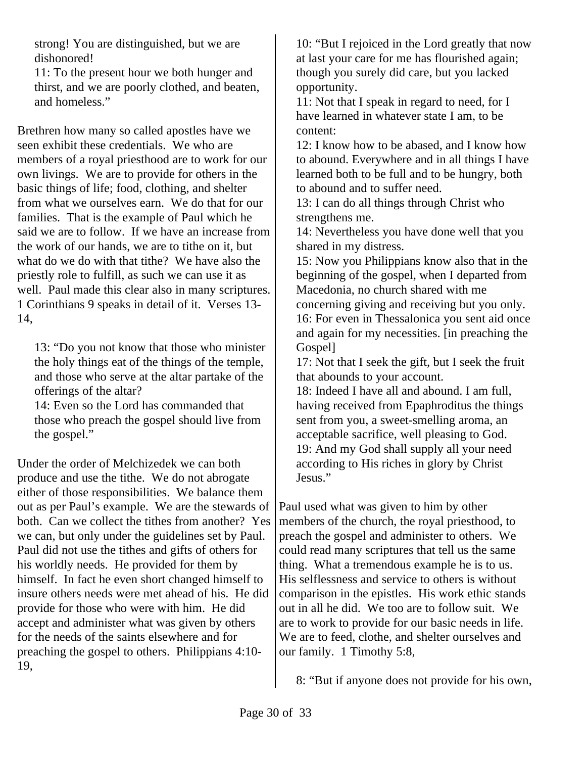> strong! You are distinguished, but we are dishonored!
> 11: To the present hour we both hunger and thirst, and we are poorly clothed, and beaten, and homeless."

Brethren how many so called apostles have we seen exhibit these credentials. We who are members of a royal priesthood are to work for our own livings. We are to provide for others in the basic things of life; food, clothing, and shelter from what we ourselves earn. We do that for our families. That is the example of Paul which he said we are to follow. If we have an increase from the work of our hands, we are to tithe on it, but what do we do with that tithe? We have also the priestly role to fulfill, as such we can use it as well. Paul made this clear also in many scriptures. 1 Corinthians 9 speaks in detail of it. Verses 13-14,

> 13: "Do you not know that those who minister the holy things eat of the things of the temple, and those who serve at the altar partake of the offerings of the altar?
> 14: Even so the Lord has commanded that those who preach the gospel should live from the gospel."

Under the order of Melchizedek we can both produce and use the tithe. We do not abrogate either of those responsibilities. We balance them out as per Paul's example. We are the stewards of both. Can we collect the tithes from another? Yes we can, but only under the guidelines set by Paul. Paul did not use the tithes and gifts of others for his worldly needs. He provided for them by himself. In fact he even short changed himself to insure others needs were met ahead of his. He did provide for those who were with him. He did accept and administer what was given by others for the needs of the saints elsewhere and for preaching the gospel to others. Philippians 4:10-19,

> 10: "But I rejoiced in the Lord greatly that now at last your care for me has flourished again; though you surely did care, but you lacked opportunity.
> 11: Not that I speak in regard to need, for I have learned in whatever state I am, to be content:
> 12: I know how to be abased, and I know how to abound. Everywhere and in all things I have learned both to be full and to be hungry, both to abound and to suffer need.
> 13: I can do all things through Christ who strengthens me.
> 14: Nevertheless you have done well that you shared in my distress.
> 15: Now you Philippians know also that in the beginning of the gospel, when I departed from Macedonia, no church shared with me concerning giving and receiving but you only.
> 16: For even in Thessalonica you sent aid once and again for my necessities. [in preaching the Gospel]
> 17: Not that I seek the gift, but I seek the fruit that abounds to your account.
> 18: Indeed I have all and abound. I am full, having received from Epaphroditus the things sent from you, a sweet-smelling aroma, an acceptable sacrifice, well pleasing to God.
> 19: And my God shall supply all your need according to His riches in glory by Christ Jesus."

Paul used what was given to him by other members of the church, the royal priesthood, to preach the gospel and administer to others. We could read many scriptures that tell us the same thing. What a tremendous example he is to us. His selflessness and service to others is without comparison in the epistles. His work ethic stands out in all he did. We too are to follow suit. We are to work to provide for our basic needs in life. We are to feed, clothe, and shelter ourselves and our family. 1 Timothy 5:8,

> 8: "But if anyone does not provide for his own,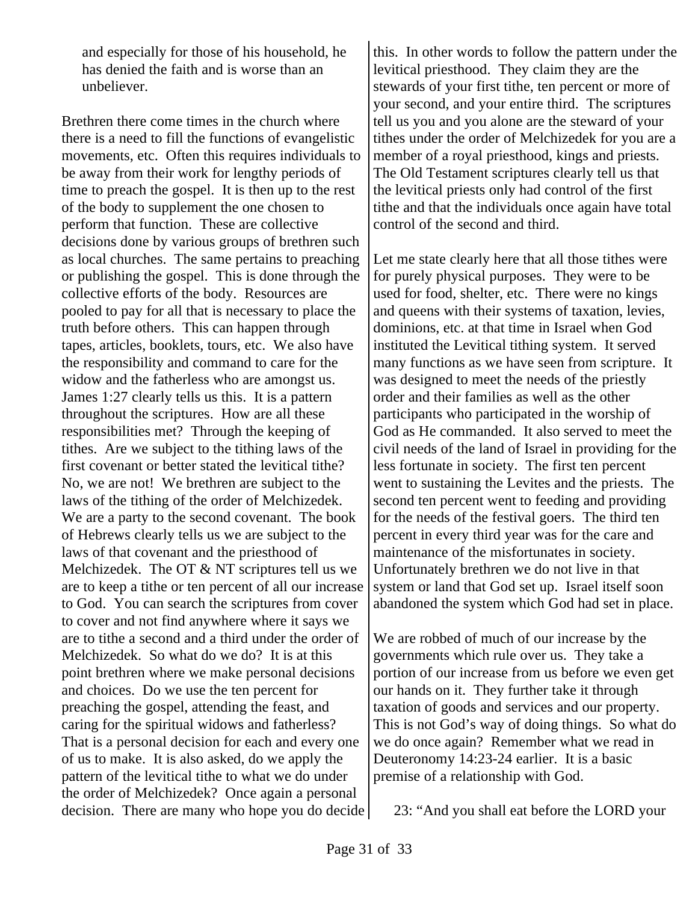> and especially for those of his household, he has denied the faith and is worse than an unbeliever.

Brethren there come times in the church where there is a need to fill the functions of evangelistic movements, etc. Often this requires individuals to be away from their work for lengthy periods of time to preach the gospel. It is then up to the rest of the body to supplement the one chosen to perform that function. These are collective decisions done by various groups of brethren such as local churches. The same pertains to preaching or publishing the gospel. This is done through the collective efforts of the body. Resources are pooled to pay for all that is necessary to place the truth before others. This can happen through tapes, articles, booklets, tours, etc. We also have the responsibility and command to care for the widow and the fatherless who are amongst us. James 1:27 clearly tells us this. It is a pattern throughout the scriptures. How are all these responsibilities met? Through the keeping of tithes. Are we subject to the tithing laws of the first covenant or better stated the levitical tithe? No, we are not! We brethren are subject to the laws of the tithing of the order of Melchizedek. We are a party to the second covenant. The book of Hebrews clearly tells us we are subject to the laws of that covenant and the priesthood of Melchizedek. The OT & NT scriptures tell us we are to keep a tithe or ten percent of all our increase to God. You can search the scriptures from cover to cover and not find anywhere where it says we are to tithe a second and a third under the order of Melchizedek. So what do we do? It is at this point brethren where we make personal decisions and choices. Do we use the ten percent for preaching the gospel, attending the feast, and caring for the spiritual widows and fatherless? That is a personal decision for each and every one of us to make. It is also asked, do we apply the pattern of the levitical tithe to what we do under the order of Melchizedek? Once again a personal decision. There are many who hope you do decide this. In other words to follow the pattern under the levitical priesthood. They claim they are the stewards of your first tithe, ten percent or more of your second, and your entire third. The scriptures tell us you and you alone are the steward of your tithes under the order of Melchizedek for you are a member of a royal priesthood, kings and priests. The Old Testament scriptures clearly tell us that the levitical priests only had control of the first tithe and that the individuals once again have total control of the second and third.

Let me state clearly here that all those tithes were for purely physical purposes. They were to be used for food, shelter, etc. There were no kings and queens with their systems of taxation, levies, dominions, etc. at that time in Israel when God instituted the Levitical tithing system. It served many functions as we have seen from scripture. It was designed to meet the needs of the priestly order and their families as well as the other participants who participated in the worship of God as He commanded. It also served to meet the civil needs of the land of Israel in providing for the less fortunate in society. The first ten percent went to sustaining the Levites and the priests. The second ten percent went to feeding and providing for the needs of the festival goers. The third ten percent in every third year was for the care and maintenance of the misfortunates in society. Unfortunately brethren we do not live in that system or land that God set up. Israel itself soon abandoned the system which God had set in place.

We are robbed of much of our increase by the governments which rule over us. They take a portion of our increase from us before we even get our hands on it. They further take it through taxation of goods and services and our property. This is not God's way of doing things. So what do we do once again? Remember what we read in Deuteronomy 14:23-24 earlier. It is a basic premise of a relationship with God.

> 23: "And you shall eat before the LORD your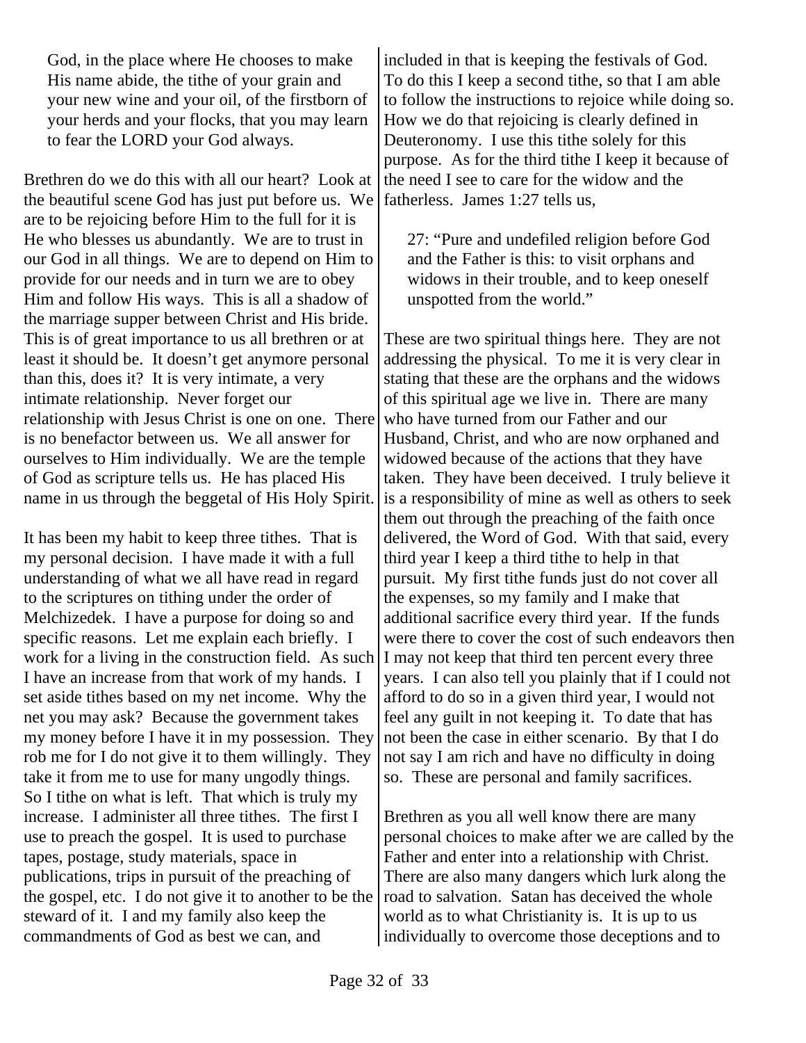> God, in the place where He chooses to make His name abide, the tithe of your grain and your new wine and your oil, of the firstborn of your herds and your flocks, that you may learn to fear the LORD your God always.

Brethren do we do this with all our heart? Look at the beautiful scene God has just put before us. We are to be rejoicing before Him to the full for it is He who blesses us abundantly. We are to trust in our God in all things. We are to depend on Him to provide for our needs and in turn we are to obey Him and follow His ways. This is all a shadow of the marriage supper between Christ and His bride. This is of great importance to us all brethren or at least it should be. It doesn't get anymore personal than this, does it? It is very intimate, a very intimate relationship. Never forget our relationship with Jesus Christ is one on one. There is no benefactor between us. We all answer for ourselves to Him individually. We are the temple of God as scripture tells us. He has placed His name in us through the beggetal of His Holy Spirit.

It has been my habit to keep three tithes. That is my personal decision. I have made it with a full understanding of what we all have read in regard to the scriptures on tithing under the order of Melchizedek. I have a purpose for doing so and specific reasons. Let me explain each briefly. I work for a living in the construction field. As such I have an increase from that work of my hands. I set aside tithes based on my net income. Why the net you may ask? Because the government takes my money before I have it in my possession. They rob me for I do not give it to them willingly. They take it from me to use for many ungodly things. So I tithe on what is left. That which is truly my increase. I administer all three tithes. The first I use to preach the gospel. It is used to purchase tapes, postage, study materials, space in publications, trips in pursuit of the preaching of the gospel, etc. I do not give it to another to be the steward of it. I and my family also keep the commandments of God as best we can, and included in that is keeping the festivals of God. To do this I keep a second tithe, so that I am able to follow the instructions to rejoice while doing so. How we do that rejoicing is clearly defined in Deuteronomy. I use this tithe solely for this purpose. As for the third tithe I keep it because of the need I see to care for the widow and the fatherless. James 1:27 tells us,

> 27: "Pure and undefiled religion before God and the Father is this: to visit orphans and widows in their trouble, and to keep oneself unspotted from the world."

These are two spiritual things here. They are not addressing the physical. To me it is very clear in stating that these are the orphans and the widows of this spiritual age we live in. There are many who have turned from our Father and our Husband, Christ, and who are now orphaned and widowed because of the actions that they have taken. They have been deceived. I truly believe it is a responsibility of mine as well as others to seek them out through the preaching of the faith once delivered, the Word of God. With that said, every third year I keep a third tithe to help in that pursuit. My first tithe funds just do not cover all the expenses, so my family and I make that additional sacrifice every third year. If the funds were there to cover the cost of such endeavors then I may not keep that third ten percent every three years. I can also tell you plainly that if I could not afford to do so in a given third year, I would not feel any guilt in not keeping it. To date that has not been the case in either scenario. By that I do not say I am rich and have no difficulty in doing so. These are personal and family sacrifices.

Brethren as you all well know there are many personal choices to make after we are called by the Father and enter into a relationship with Christ. There are also many dangers which lurk along the road to salvation. Satan has deceived the whole world as to what Christianity is. It is up to us individually to overcome those deceptions and to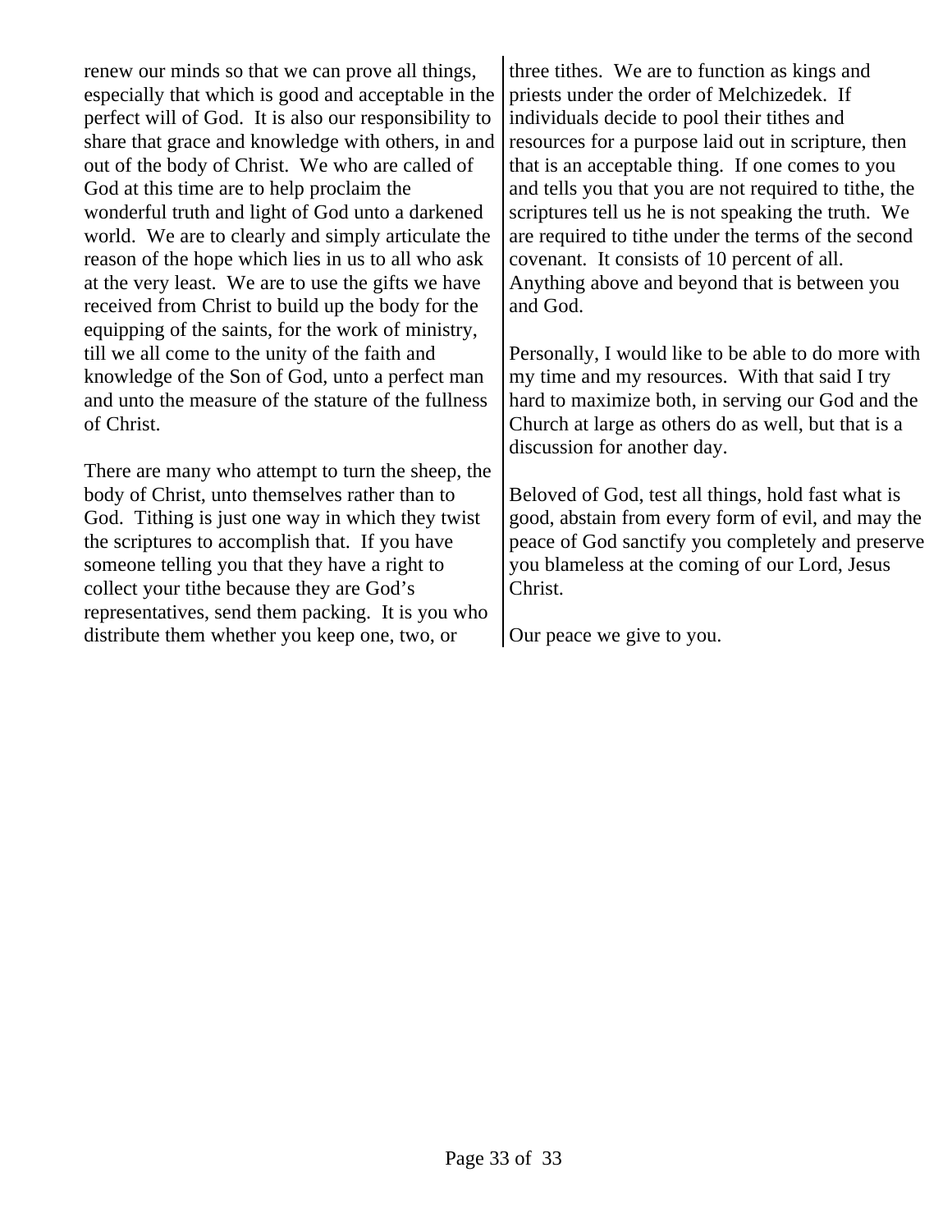renew our minds so that we can prove all things, especially that which is good and acceptable in the perfect will of God. It is also our responsibility to share that grace and knowledge with others, in and out of the body of Christ. We who are called of God at this time are to help proclaim the wonderful truth and light of God unto a darkened world. We are to clearly and simply articulate the reason of the hope which lies in us to all who ask at the very least. We are to use the gifts we have received from Christ to build up the body for the equipping of the saints, for the work of ministry, till we all come to the unity of the faith and knowledge of the Son of God, unto a perfect man and unto the measure of the stature of the fullness of Christ.

There are many who attempt to turn the sheep, the body of Christ, unto themselves rather than to God. Tithing is just one way in which they twist the scriptures to accomplish that. If you have someone telling you that they have a right to collect your tithe because they are God's representatives, send them packing. It is you who distribute them whether you keep one, two, or three tithes. We are to function as kings and priests under the order of Melchizedek. If individuals decide to pool their tithes and resources for a purpose laid out in scripture, then that is an acceptable thing. If one comes to you and tells you that you are not required to tithe, the scriptures tell us he is not speaking the truth. We are required to tithe under the terms of the second covenant. It consists of 10 percent of all. Anything above and beyond that is between you and God.

Personally, I would like to be able to do more with my time and my resources. With that said I try hard to maximize both, in serving our God and the Church at large as others do as well, but that is a discussion for another day.

Beloved of God, test all things, hold fast what is good, abstain from every form of evil, and may the peace of God sanctify you completely and preserve you blameless at the coming of our Lord, Jesus Christ.

Our peace we give to you.